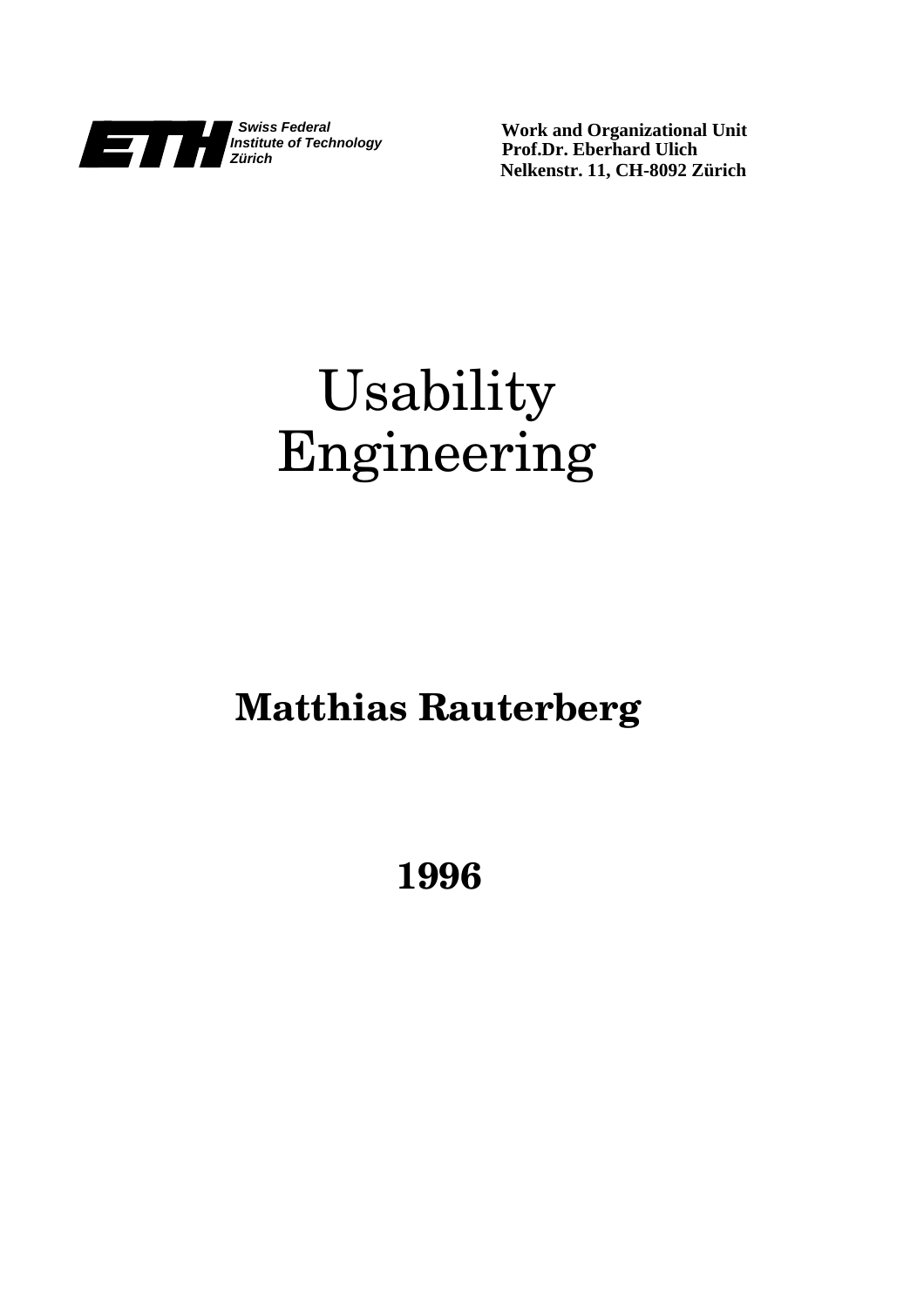**ETH** Swiss Federal Institute of Technology Zürich

**Work and Organizational Unit**
**Prof.Dr. Eberhard Ulich**
**Nelkenstr. 11, CH-8092 Zürich**

# Usability Engineering

## Matthias Rauterberg

## 1996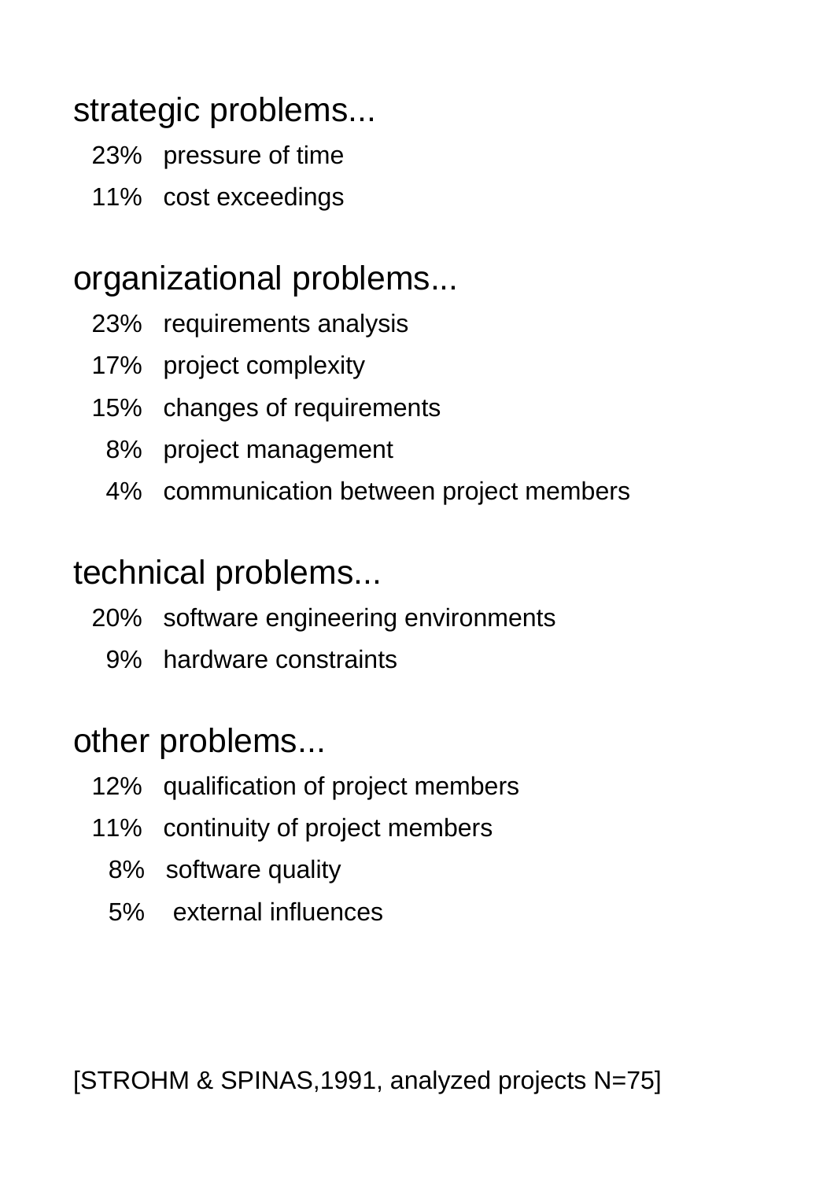## strategic problems...

- 23% pressure of time
- 11% cost exceedings

## organizational problems...

- 23% requirements analysis
- 17% project complexity
- 15% changes of requirements
- 8% project management
- 4% communication between project members

## technical problems...

- 20% software engineering environments
- 9% hardware constraints

## other problems...

- 12% qualification of project members
- 11% continuity of project members
- 8% software quality
- 5% external influences

[STROHM & SPINAS,1991, analyzed projects N=75]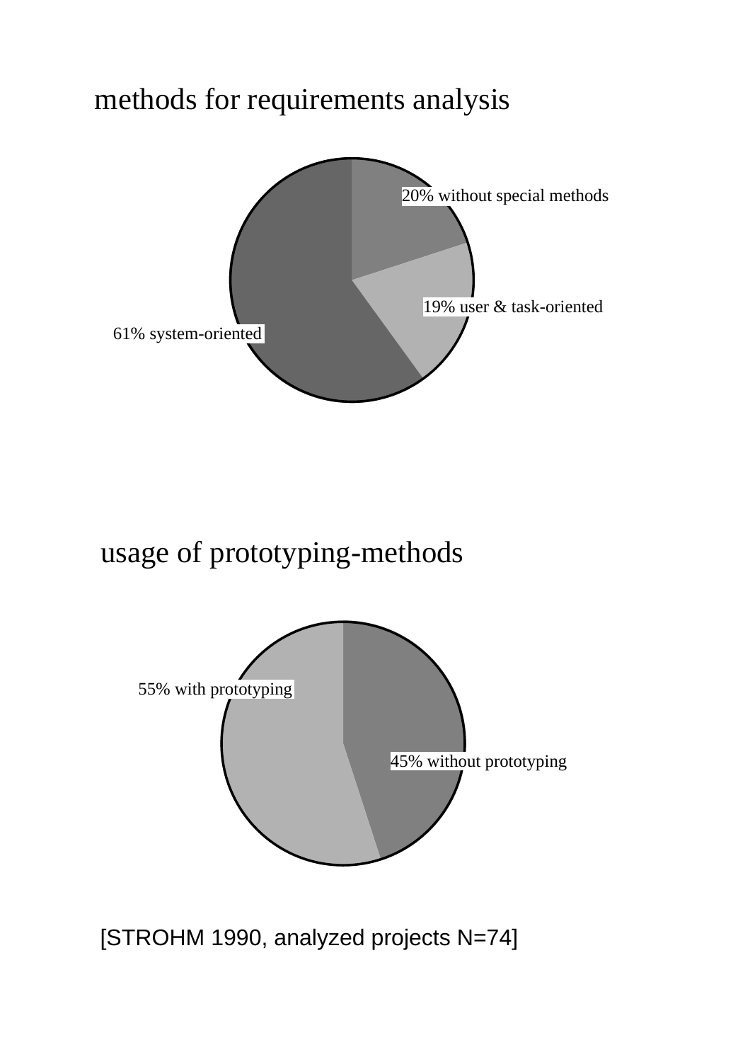## methods for requirements analysis

20% without special methods

19% user & task-oriented

61% system-oriented

## usage of prototyping-methods

55% with prototyping

45% without prototyping

[STROHM 1990, analyzed projects N=74]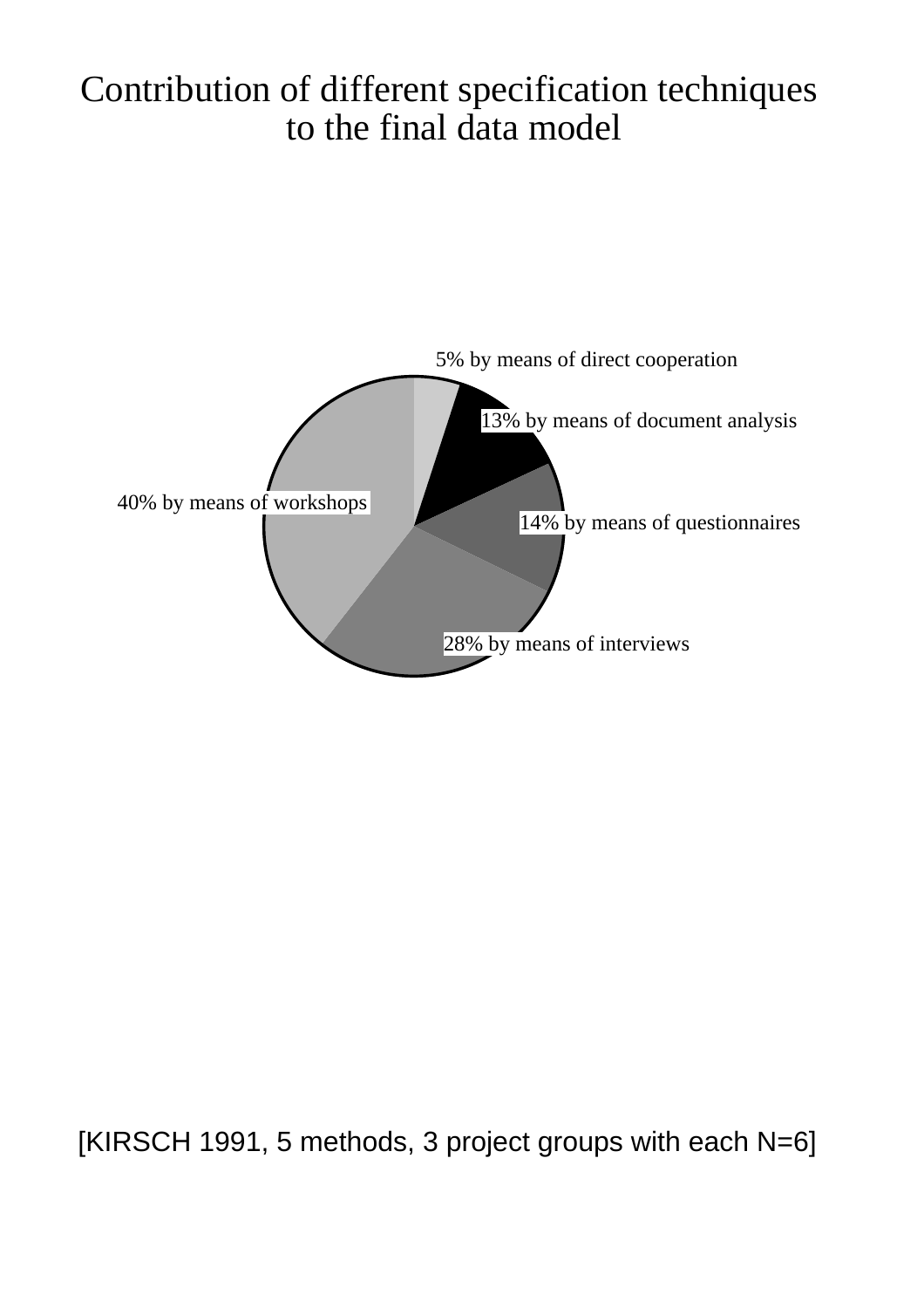# Contribution of different specification techniques to the final data model

5% by means of direct cooperation

13% by means of document analysis

14% by means of questionnaires

28% by means of interviews

40% by means of workshops

[KIRSCH 1991, 5 methods, 3 project groups with each N=6]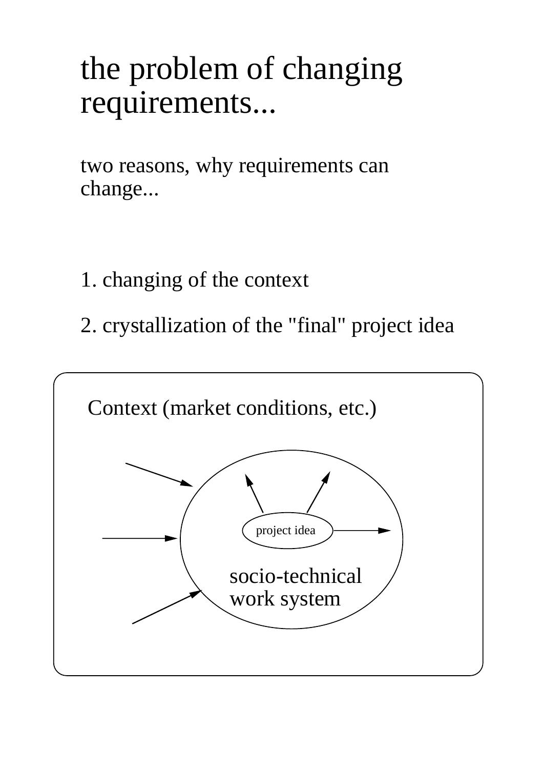# the problem of changing requirements...

two reasons, why requirements can change...

1. changing of the context

2. crystallization of the "final" project idea

Context (market conditions, etc.)

project idea

socio-technical work system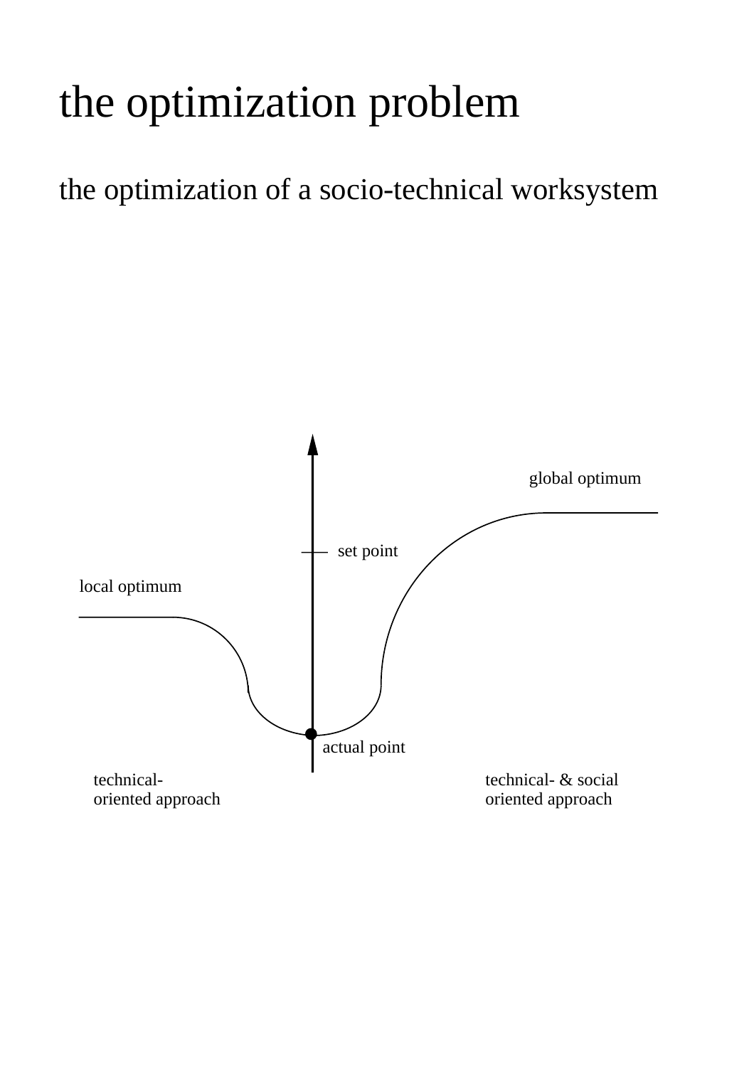# the optimization problem

## the optimization of a socio-technical worksystem

global optimum

set point

local optimum

actual point

technical-
oriented approach

technical- & social
oriented approach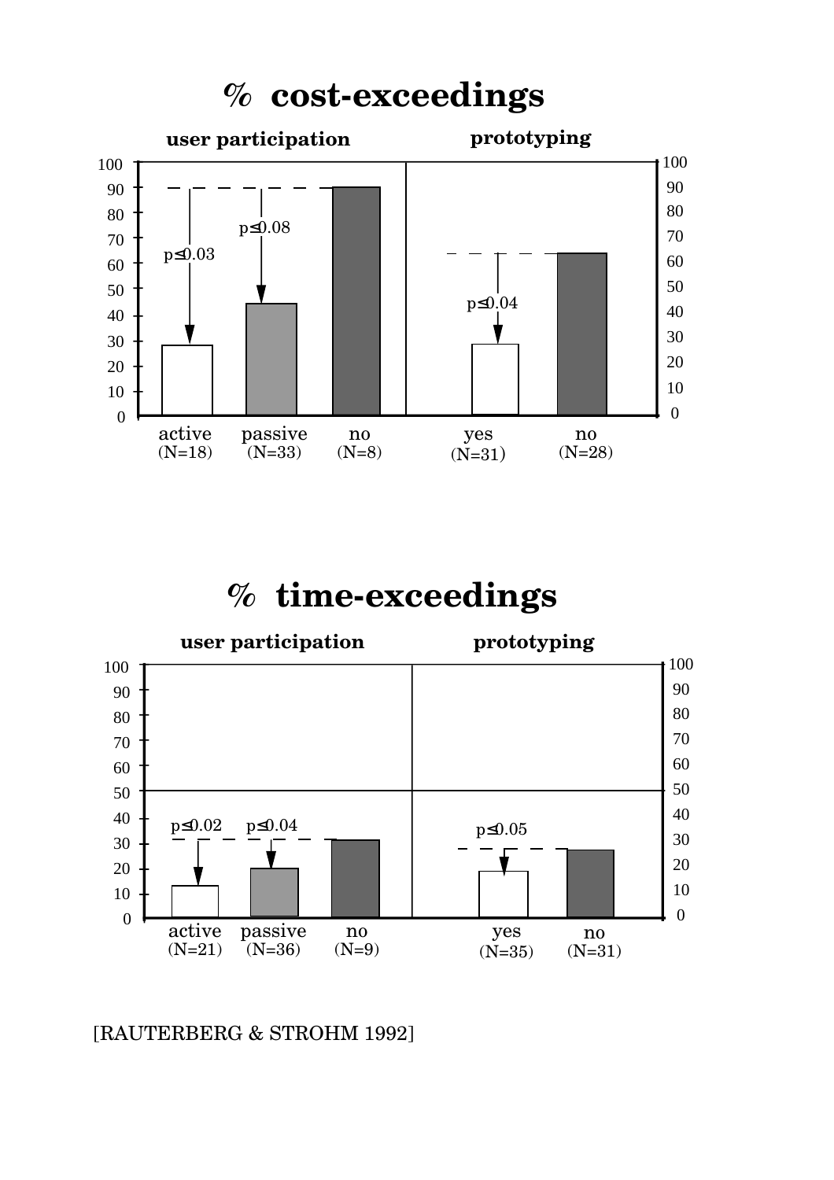# % cost-exceedings

**user participation** | **prototyping**

| | active (N=18) | passive (N=33) | no (N=8) | yes (N=31) | no (N=28) |
|---|---|---|---|---|---|
| % cost-exceedings | ~28 ($p \leq 0.03$) | ~44 ($p \leq 0.08$) | ~90 | ~28 ($p \leq 0.04$) | ~64 |

# % time-exceedings

**user participation** | **prototyping**

| | active (N=21) | passive (N=36) | no (N=9) | yes (N=35) | no (N=31) |
|---|---|---|---|---|---|
| % time-exceedings | ~13 ($p \leq 0.02$) | ~20 ($p \leq 0.04$) | ~31 | ~18 ($p \leq 0.05$) | ~27 |

[RAUTERBERG & STROHM 1992]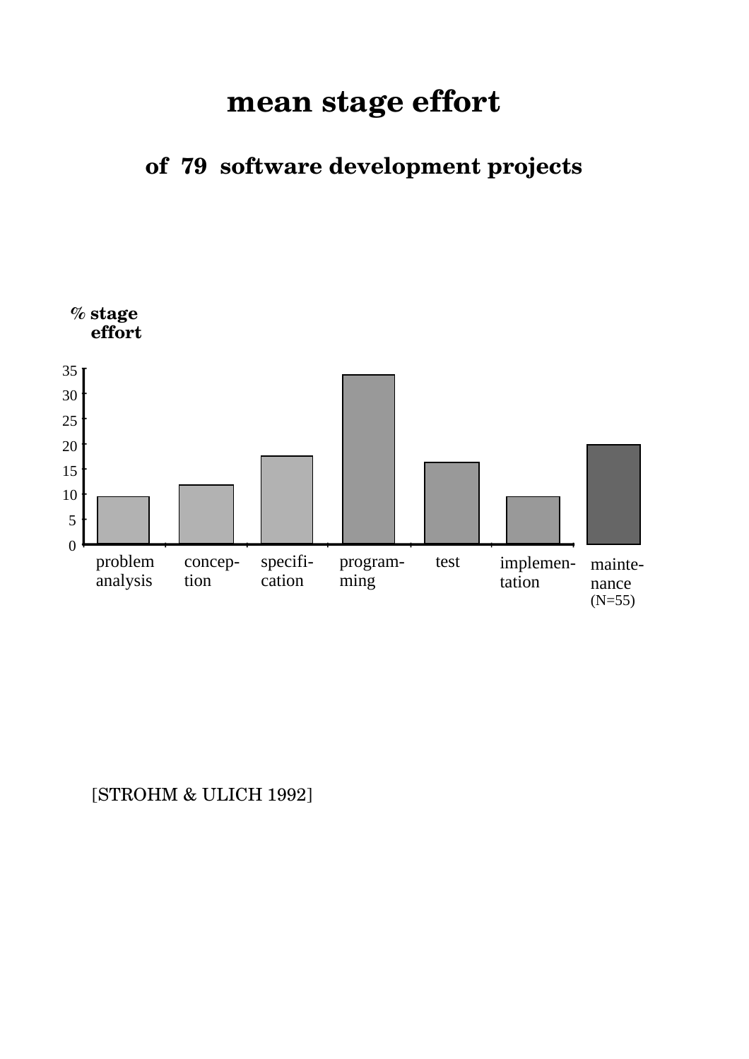# mean stage effort

## of 79 software development projects

% stage effort

| stage | % stage effort |
|---|---|
| problem analysis | ~9.5 |
| concep-tion | ~12 |
| specifi-cation | ~17.5 |
| program-ming | ~33.5 |
| test | ~16.5 |
| implemen-tation | ~9.5 |
| mainte-nance (N=55) | ~20 |

[STROHM & ULICH 1992]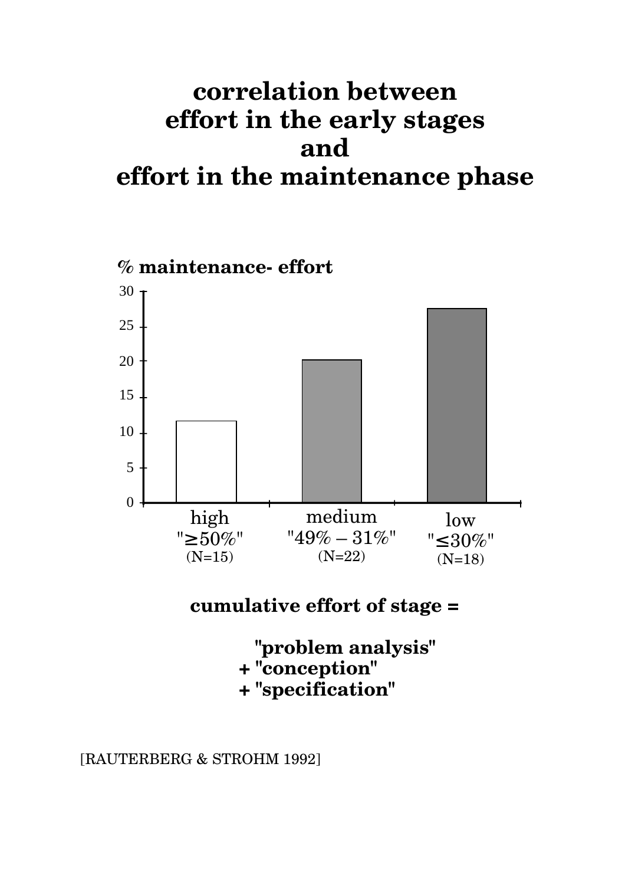# correlation between effort in the early stages and effort in the maintenance phase

**% maintenance- effort**

| | high "≥50%" (N=15) | medium "49% – 31%" (N=22) | low "≤30%" (N=18) |
|---|---|---|---|
| % maintenance-effort | ~12 | ~20 | ~28 |

**cumulative effort of stage =**

**"problem analysis"**
**+ "conception"**
**+ "specification"**

[RAUTERBERG & STROHM 1992]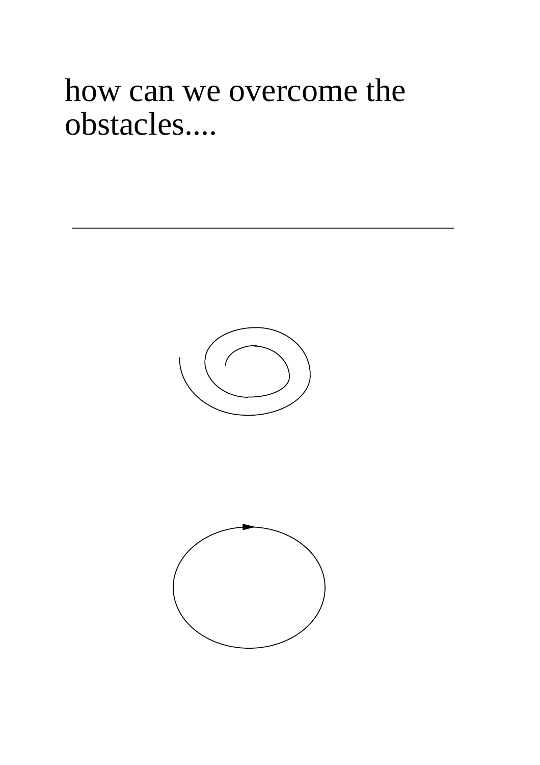how can we overcome the obstacles....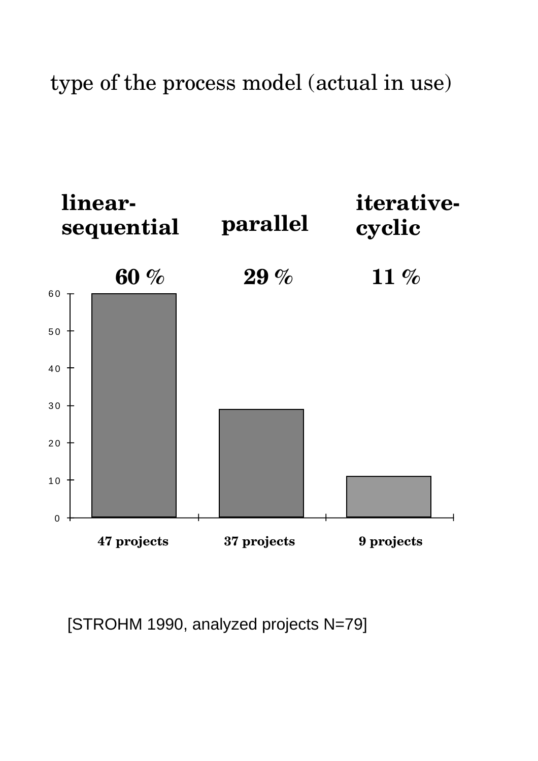type of the process model (actual in use)

| | linear-sequential | parallel | iterative-cyclic |
|---|---|---|---|
| Percentage | 60 % | 29 % | 11 % |
| Projects | 47 projects | 37 projects | 9 projects |

[STROHM 1990, analyzed projects N=79]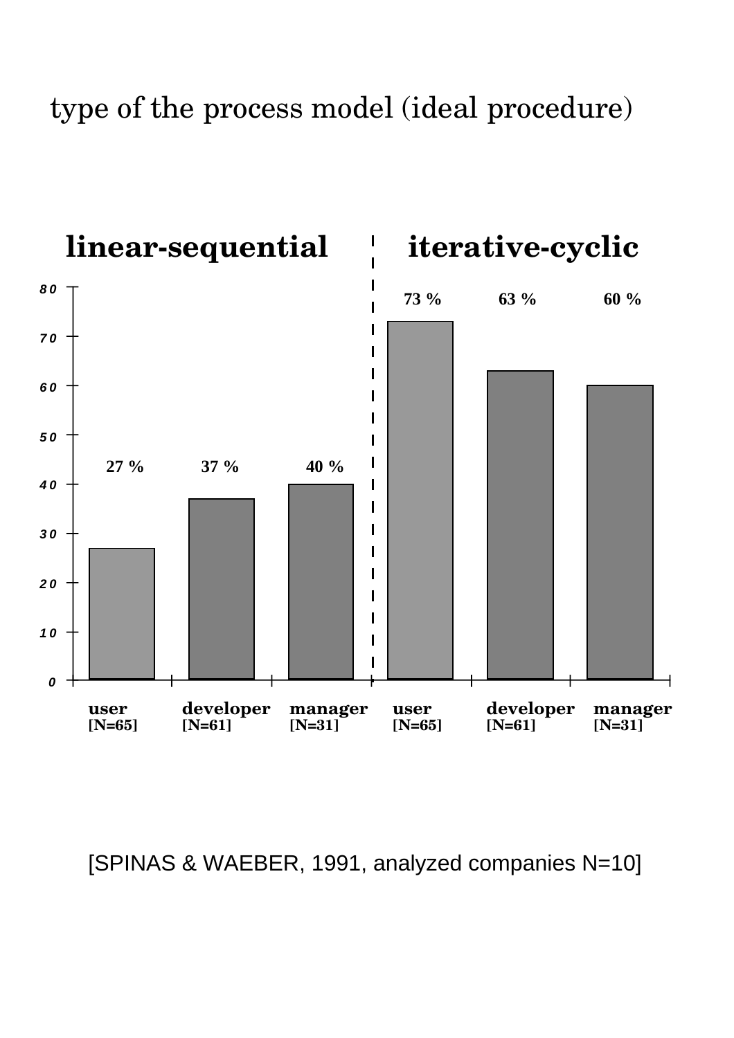# type of the process model (ideal procedure)

| | linear-sequential | | | iterative-cyclic | | |
|---|---|---|---|---|---|---|
| | user [N=65] | developer [N=61] | manager [N=31] | user [N=65] | developer [N=61] | manager [N=31] |
| % | 27 % | 37 % | 40 % | 73 % | 63 % | 60 % |

[SPINAS & WAEBER, 1991, analyzed companies N=10]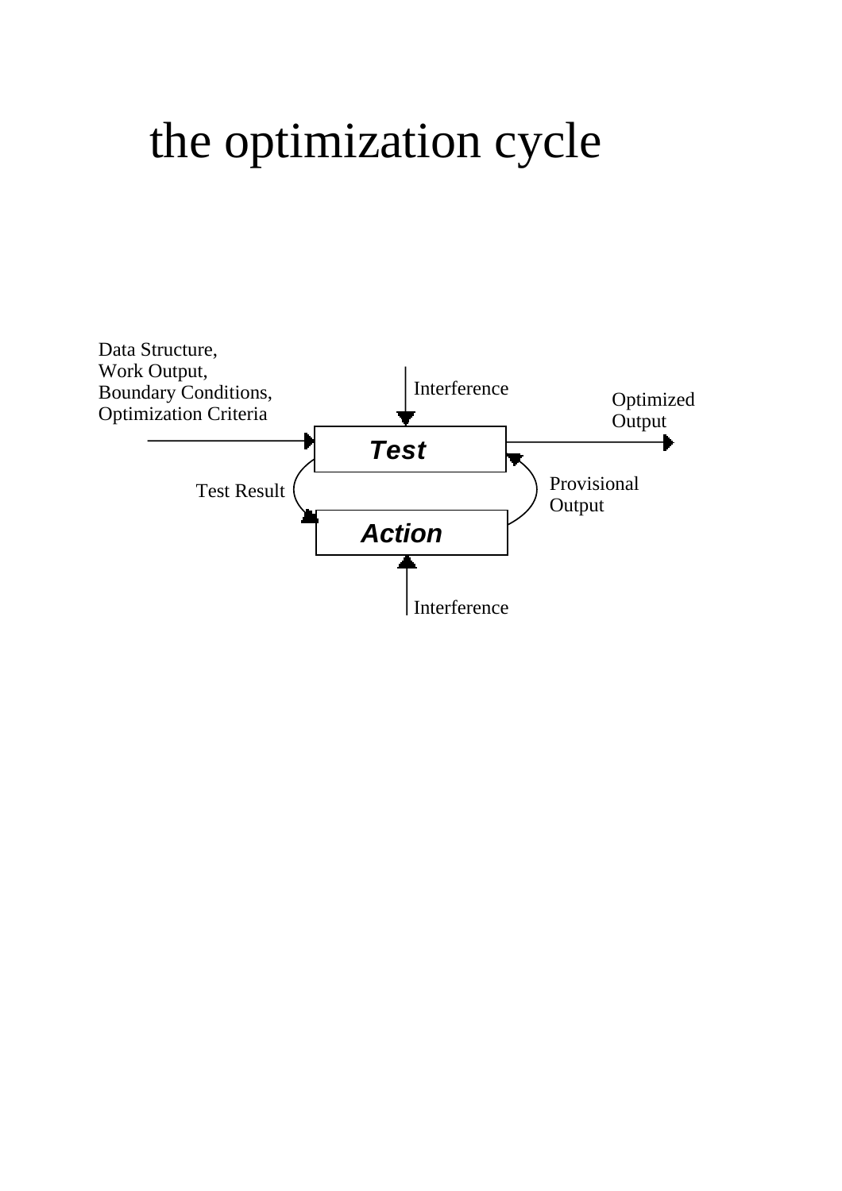# the optimization cycle

Data Structure,
Work Output,
Boundary Conditions,
Optimization Criteria

Interference

Optimized Output

***Test***

Test Result

Provisional Output

***Action***

Interference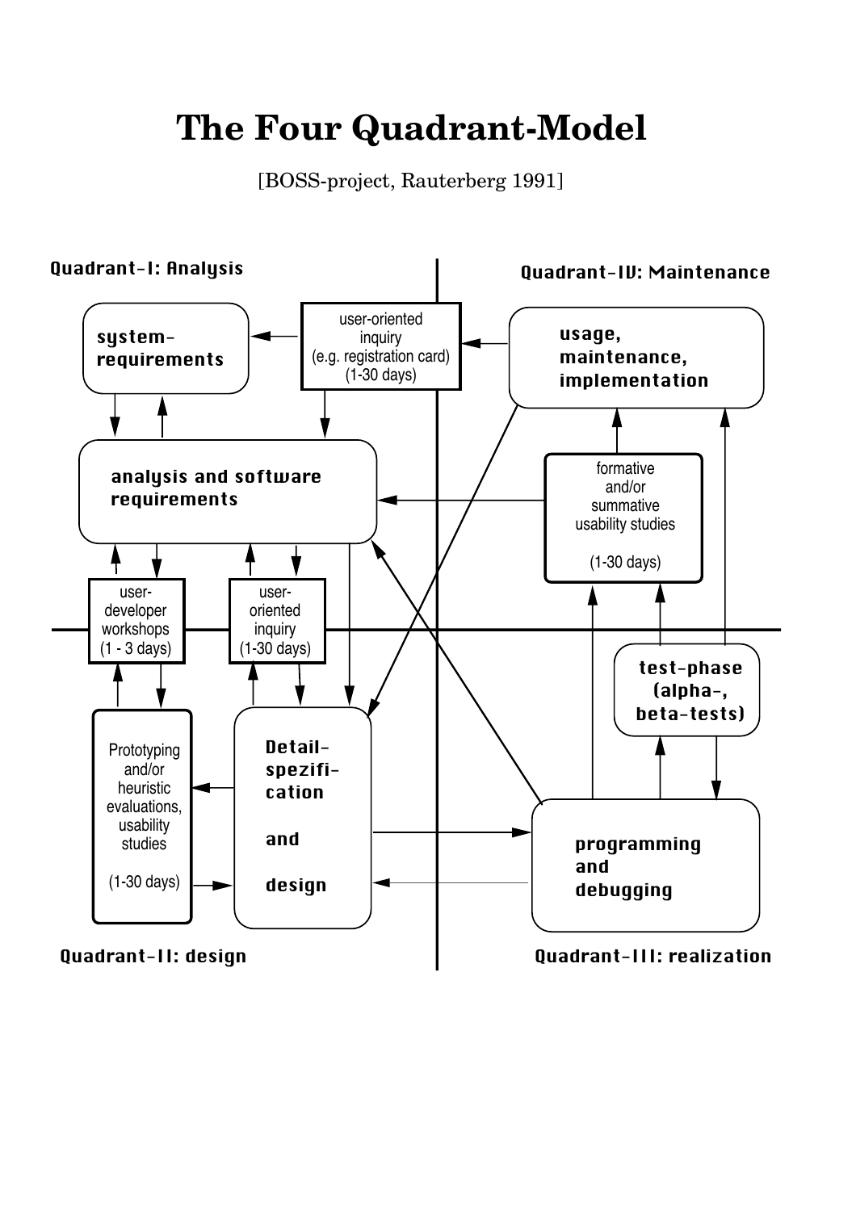# The Four Quadrant-Model

[BOSS-project, Rauterberg 1991]

**Quadrant-I: Analysis**

- system-requirements
- user-oriented inquiry (e.g. registration card) (1-30 days)
- analysis and software requirements
- user-developer workshops (1 - 3 days)
- user-oriented inquiry (1-30 days)

**Quadrant-IV: Maintenance**

- usage, maintenance, implementation
- formative and/or summative usability studies (1-30 days)

**Quadrant-II: design**

- Prototyping and/or heuristic evaluations, usability studies (1-30 days)
- Detail-spezifi-cation and design

**Quadrant-III: realization**

- test-phase (alpha-, beta-tests)
- programming and debugging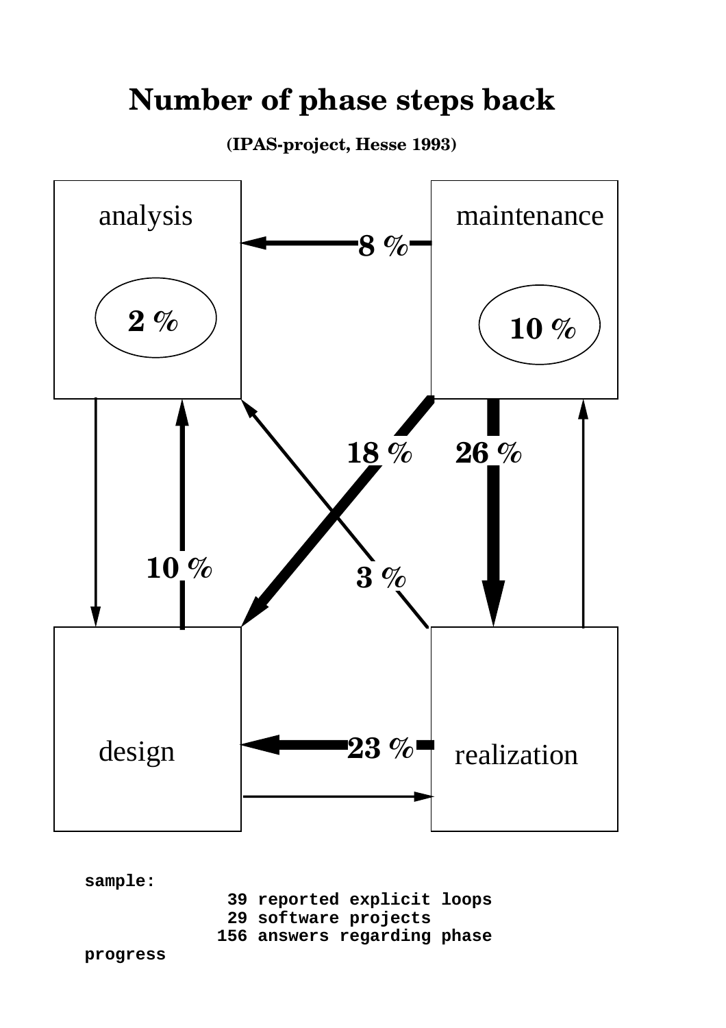# Number of phase steps back

**(IPAS-project, Hesse 1993)**

analysis

2 %

maintenance

10 %

8 %

18 %

26 %

10 %

3 %

design

23 %

realization

```
sample:
            39 reported explicit loops
            29 software projects
           156 answers regarding phase
progress
```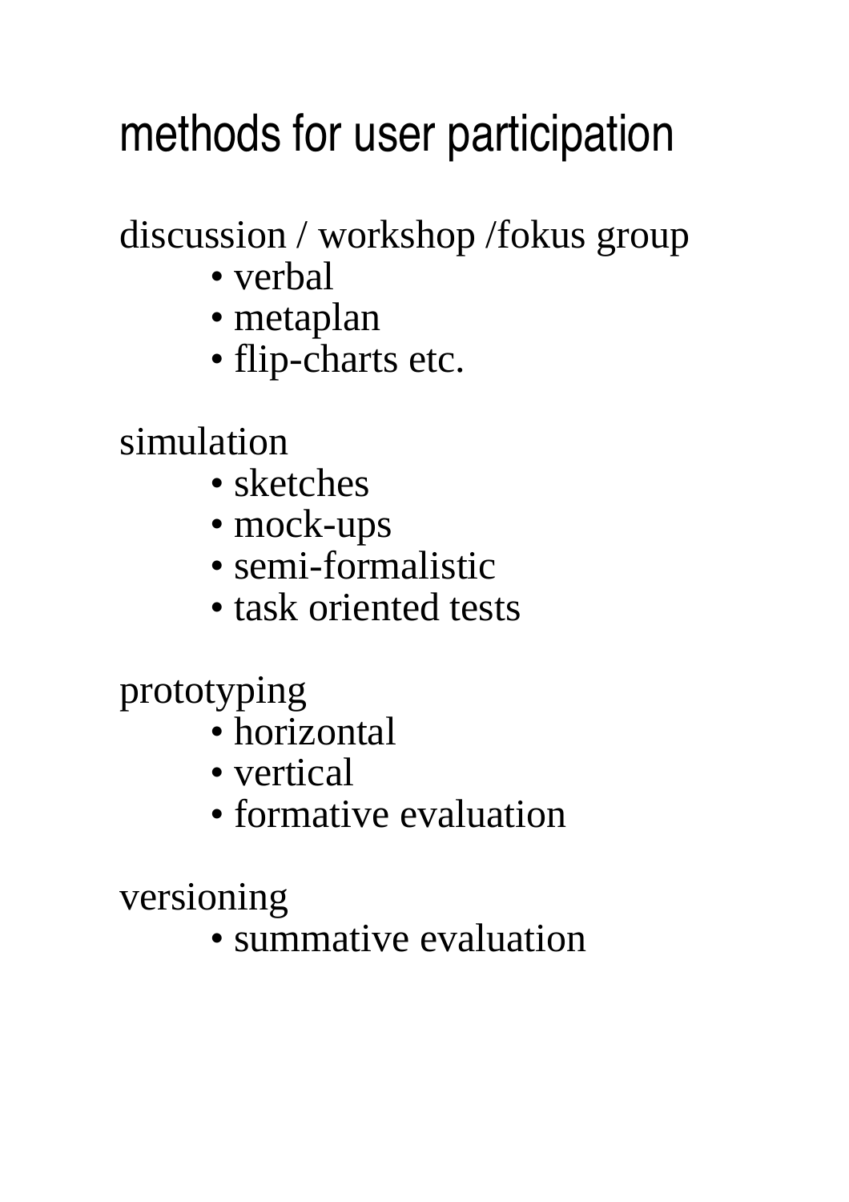# methods for user participation

discussion / workshop /fokus group

- verbal
- metaplan
- flip-charts etc.

simulation

- sketches
- mock-ups
- semi-formalistic
- task oriented tests

prototyping

- horizontal
- vertical
- formative evaluation

versioning

- summative evaluation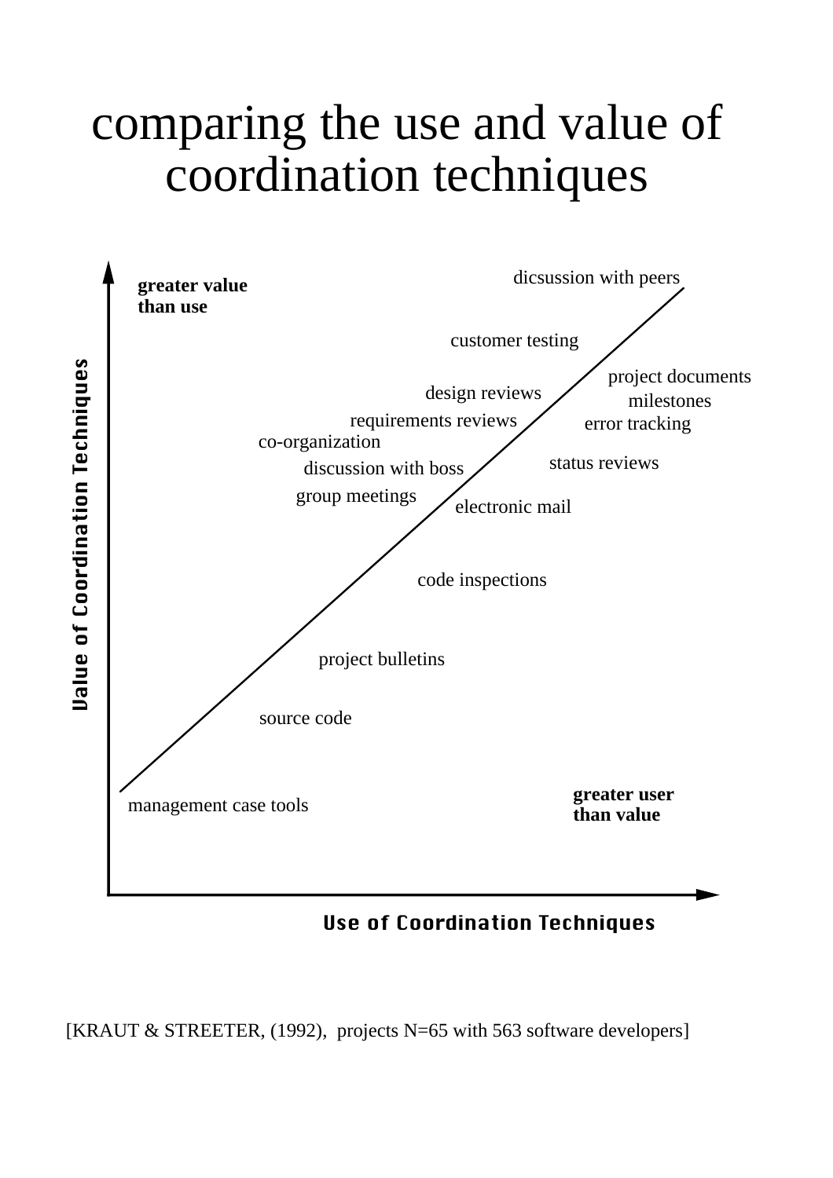# comparing the use and value of coordination techniques

**greater value than use**

dicsussion with peers

customer testing

project documents

design reviews

milestones

requirements reviews

error tracking

co-organization

status reviews

discussion with boss

group meetings

electronic mail

code inspections

project bulletins

source code

management case tools

**greater user than value**

Value of Coordination Techniques

Use of Coordination Techniques

[KRAUT & STREETER, (1992), projects N=65 with 563 software developers]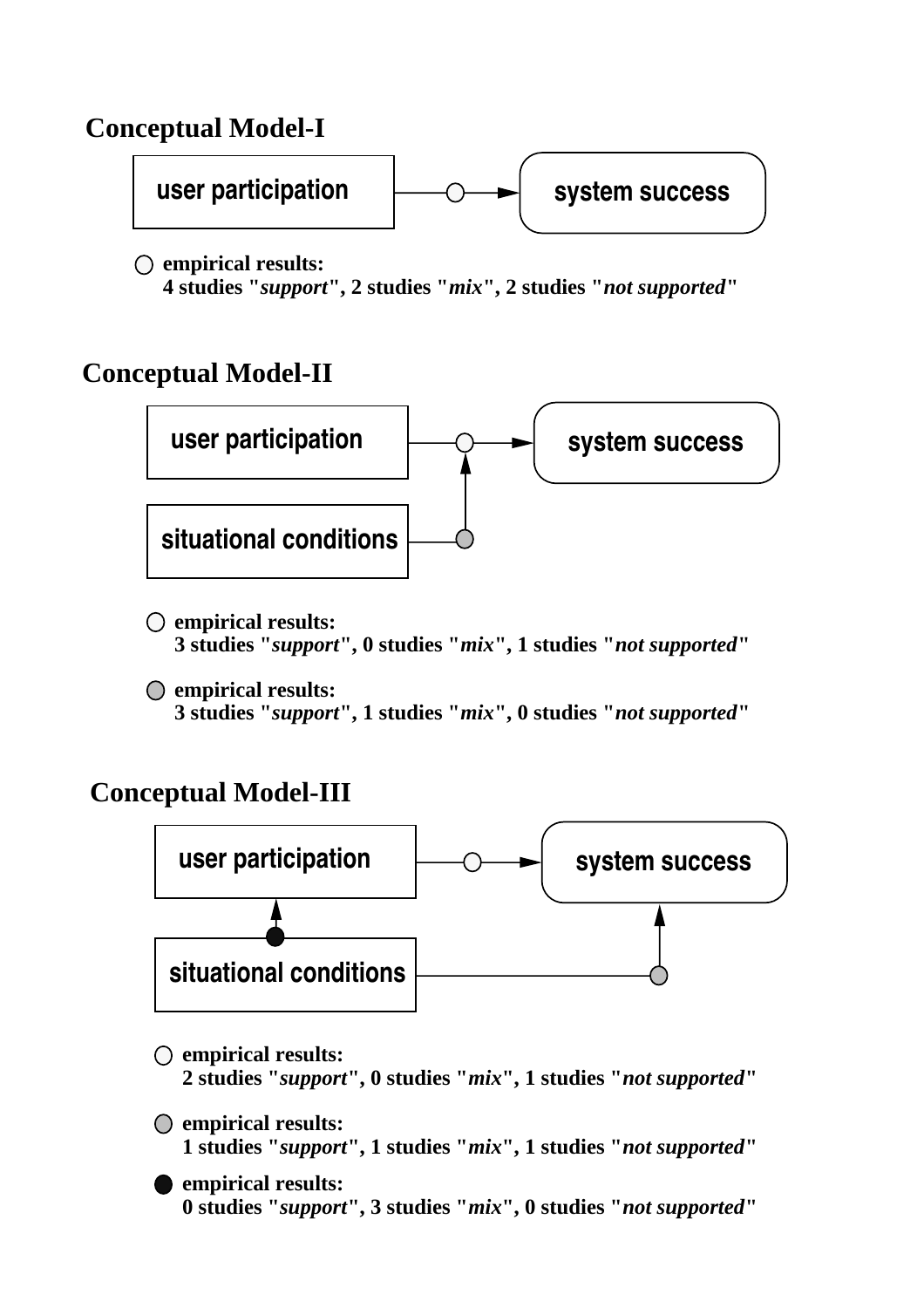### Conceptual Model-I

user participation → ○ → system success

○ **empirical results:**
**4 studies "*support*", 2 studies "*mix*", 2 studies "*not supported*"**

### Conceptual Model-II

user participation → ○ → system success

situational conditions → (gray circle) → ○

○ **empirical results:**
**3 studies "*support*", 0 studies "*mix*", 1 studies "*not supported*"**

(gray circle) **empirical results:**
**3 studies "*support*", 1 studies "*mix*", 0 studies "*not supported*"**

### Conceptual Model-III

user participation → ○ → system success

situational conditions → ● → user participation

situational conditions → (gray circle) → system success

○ **empirical results:**
**2 studies "*support*", 0 studies "*mix*", 1 studies "*not supported*"**

(gray circle) **empirical results:**
**1 studies "*support*", 1 studies "*mix*", 1 studies "*not supported*"**

● **empirical results:**
**0 studies "*support*", 3 studies "*mix*", 0 studies "*not supported*"**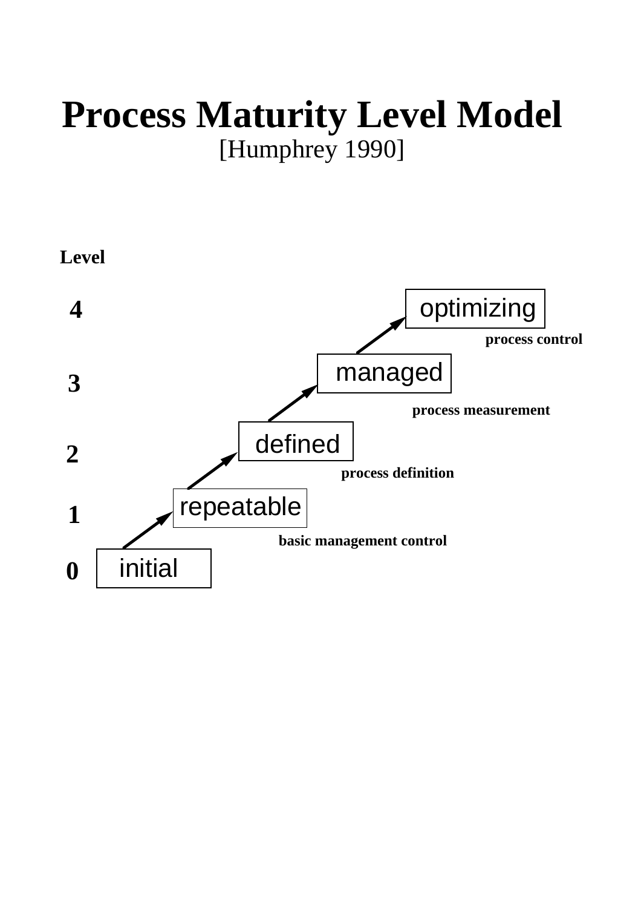# Process Maturity Level Model

[Humphrey 1990]

| Level | Name | Transition |
|---|---|---|
| 4 | optimizing | process control |
| 3 | managed | process measurement |
| 2 | defined | process definition |
| 1 | repeatable | basic management control |
| 0 | initial | |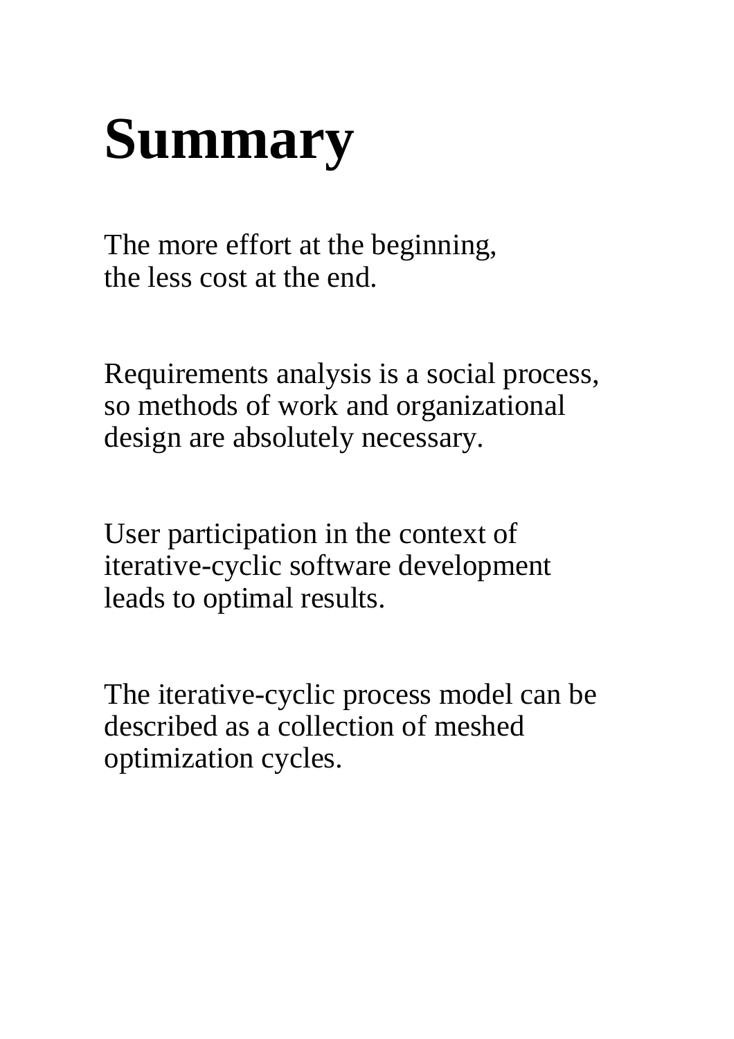# Summary

The more effort at the beginning,
the less cost at the end.

Requirements analysis is a social process,
so methods of work and organizational
design are absolutely necessary.

User participation in the context of
iterative-cyclic software development
leads to optimal results.

The iterative-cyclic process model can be
described as a collection of meshed
optimization cycles.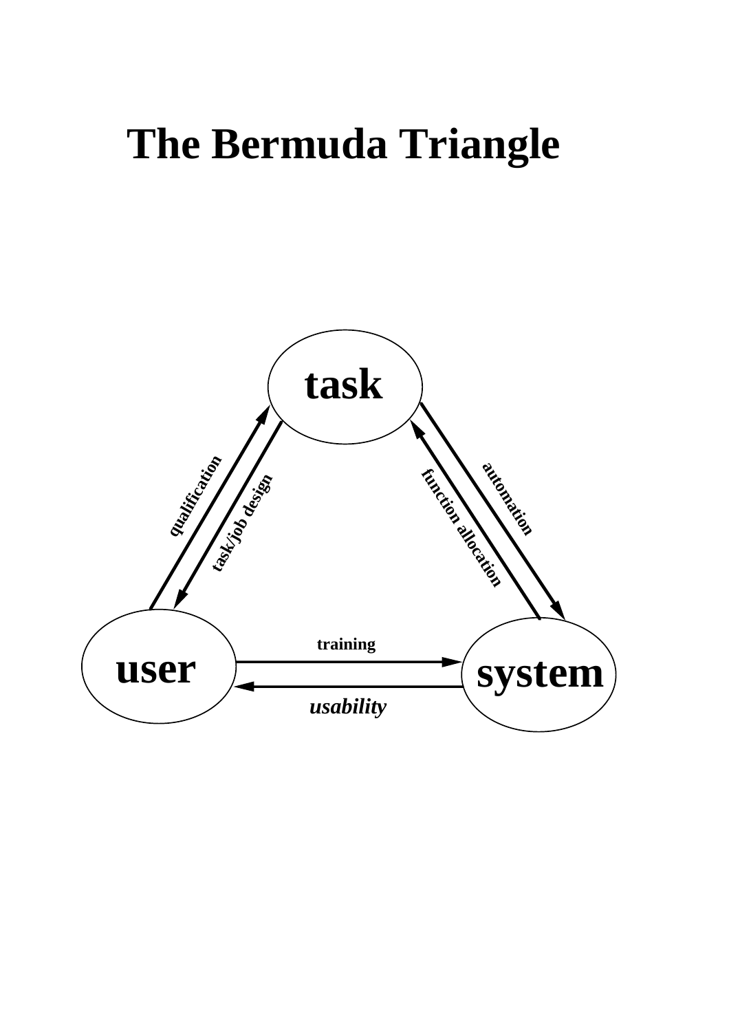# The Bermuda Triangle

task

qualification

task/job design

function allocation

automation

user

training

usability

system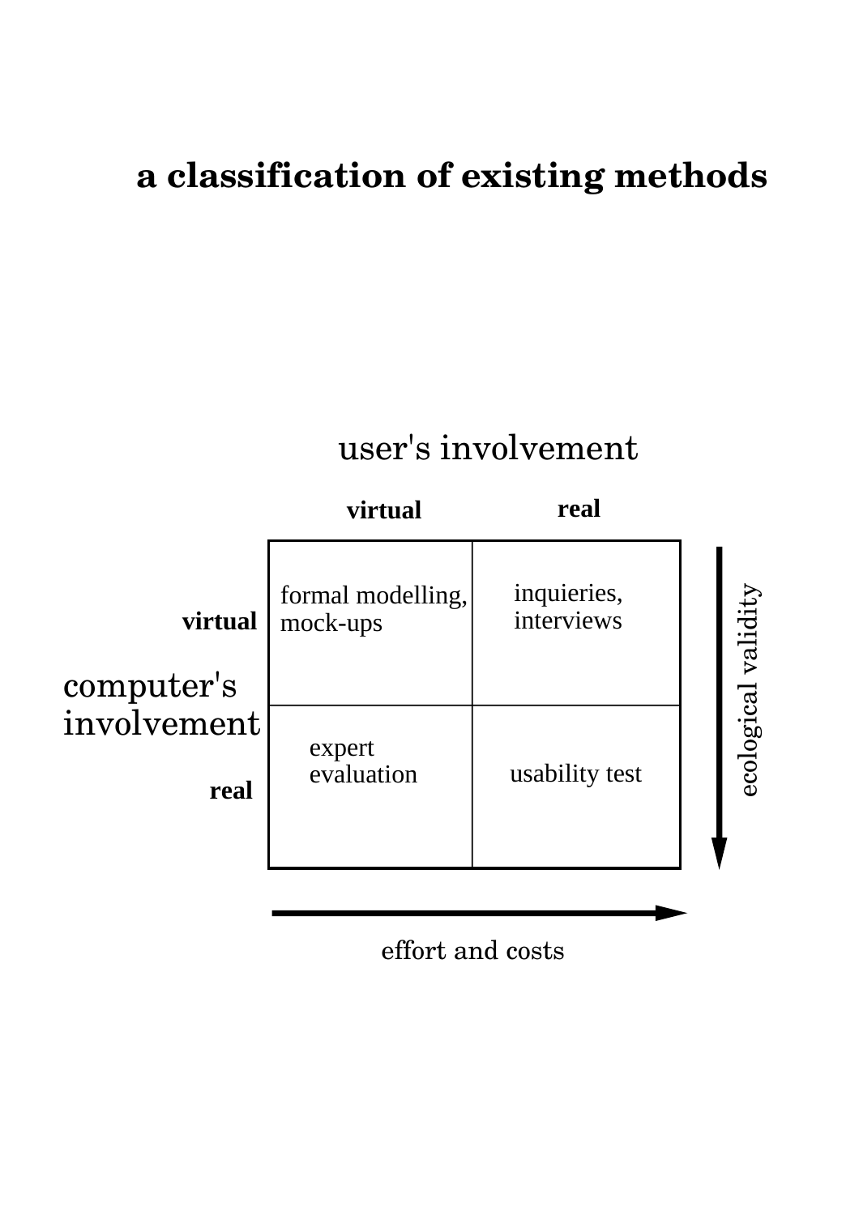# a classification of existing methods

**user's involvement**

| computer's involvement | virtual | real |
|---|---|---|
| **virtual** | formal modelling, mock-ups | inquieries, interviews |
| **real** | expert evaluation | usability test |

ecological validity (increasing downward)

effort and costs (increasing rightward)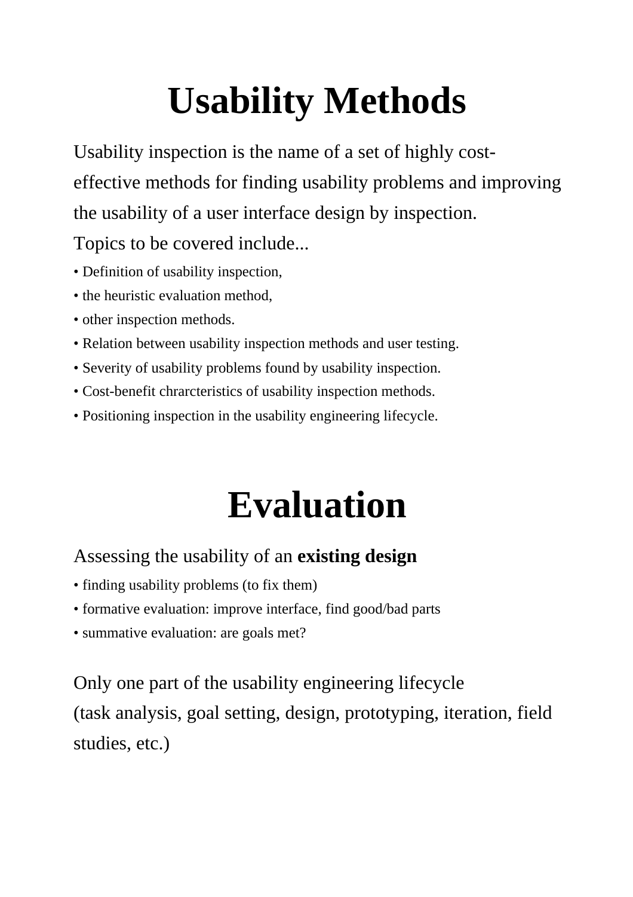# Usability Methods

Usability inspection is the name of a set of highly cost-effective methods for finding usability problems and improving the usability of a user interface design by inspection.

Topics to be covered include...

- Definition of usability inspection,
- the heuristic evaluation method,
- other inspection methods.
- Relation between usability inspection methods and user testing.
- Severity of usability problems found by usability inspection.
- Cost-benefit chrarcteristics of usability inspection methods.
- Positioning inspection in the usability engineering lifecycle.

# Evaluation

Assessing the usability of an **existing design**

- finding usability problems (to fix them)
- formative evaluation: improve interface, find good/bad parts
- summative evaluation: are goals met?

Only one part of the usability engineering lifecycle
(task analysis, goal setting, design, prototyping, iteration, field studies, etc.)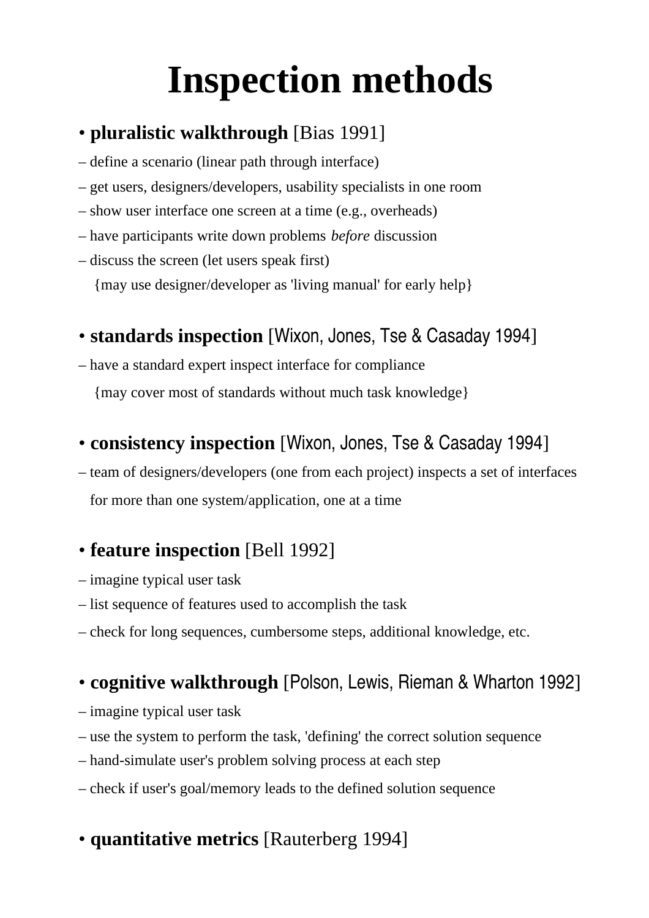# Inspection methods

- **pluralistic walkthrough** [Bias 1991]
  - define a scenario (linear path through interface)
  - get users, designers/developers, usability specialists in one room
  - show user interface one screen at a time (e.g., overheads)
  - have participants write down problems *before* discussion
  - discuss the screen (let users speak first)

    {may use designer/developer as 'living manual' for early help}

- **standards inspection** [Wixon, Jones, Tse & Casaday 1994]
  - have a standard expert inspect interface for compliance

    {may cover most of standards without much task knowledge}

- **consistency inspection** [Wixon, Jones, Tse & Casaday 1994]
  - team of designers/developers (one from each project) inspects a set of interfaces for more than one system/application, one at a time

- **feature inspection** [Bell 1992]
  - imagine typical user task
  - list sequence of features used to accomplish the task
  - check for long sequences, cumbersome steps, additional knowledge, etc.

- **cognitive walkthrough** [Polson, Lewis, Rieman & Wharton 1992]
  - imagine typical user task
  - use the system to perform the task, 'defining' the correct solution sequence
  - hand-simulate user's problem solving process at each step
  - check if user's goal/memory leads to the defined solution sequence

- **quantitative metrics** [Rauterberg 1994]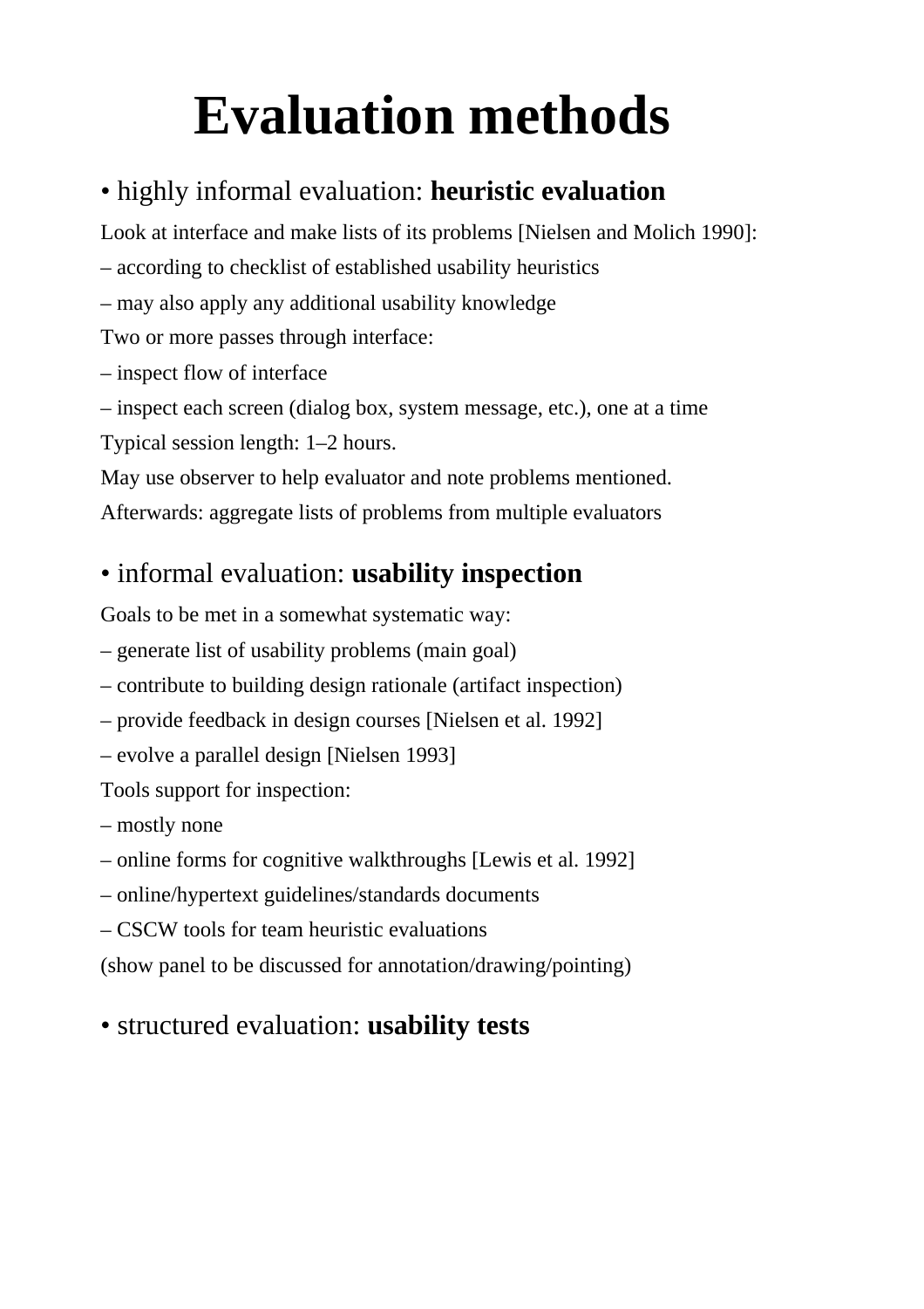# Evaluation methods

- highly informal evaluation: **heuristic evaluation**

Look at interface and make lists of its problems [Nielsen and Molich 1990]:

– according to checklist of established usability heuristics

– may also apply any additional usability knowledge

Two or more passes through interface:

– inspect flow of interface

– inspect each screen (dialog box, system message, etc.), one at a time

Typical session length: 1–2 hours.

May use observer to help evaluator and note problems mentioned.

Afterwards: aggregate lists of problems from multiple evaluators

- informal evaluation: **usability inspection**

Goals to be met in a somewhat systematic way:

– generate list of usability problems (main goal)

– contribute to building design rationale (artifact inspection)

– provide feedback in design courses [Nielsen et al. 1992]

– evolve a parallel design [Nielsen 1993]

Tools support for inspection:

– mostly none

– online forms for cognitive walkthroughs [Lewis et al. 1992]

– online/hypertext guidelines/standards documents

– CSCW tools for team heuristic evaluations

(show panel to be discussed for annotation/drawing/pointing)

- structured evaluation: **usability tests**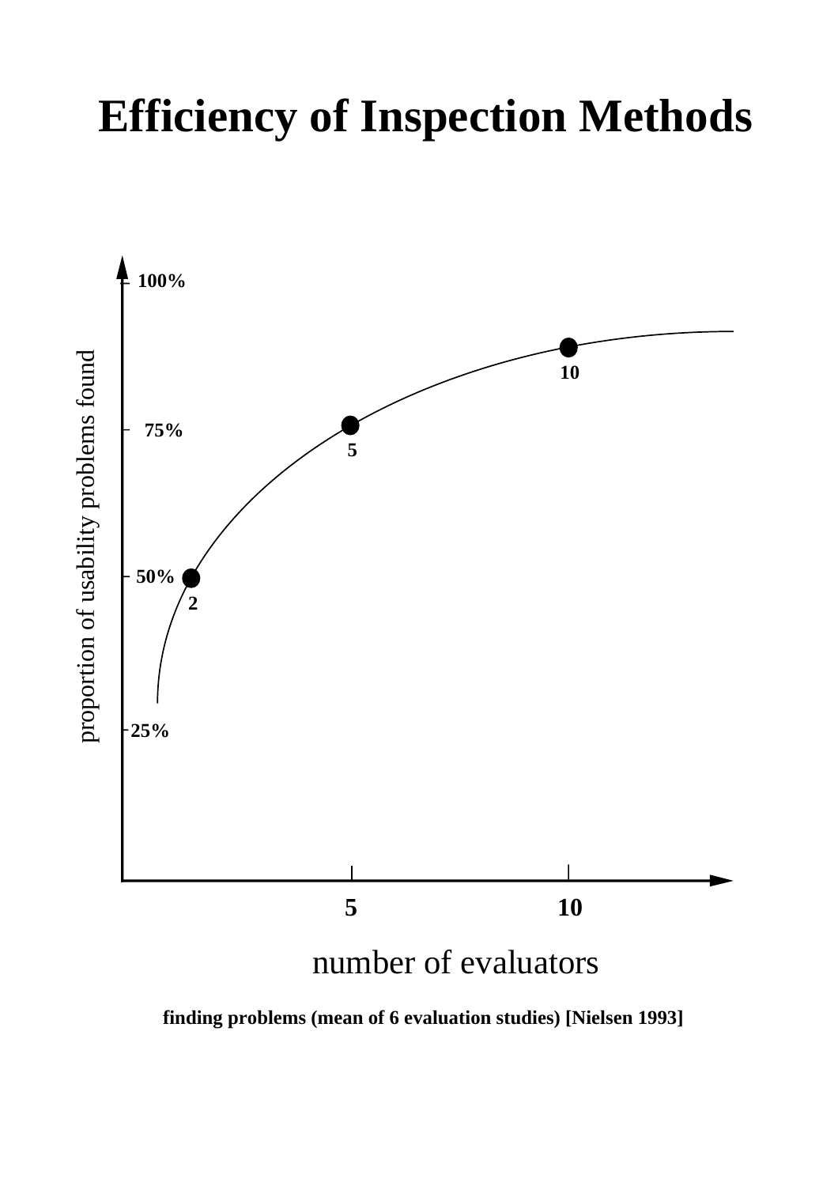# Efficiency of Inspection Methods

100%

75%

50%

25%

proportion of usability problems found

2

5

10

5

10

number of evaluators

**finding problems (mean of 6 evaluation studies) [Nielsen 1993]**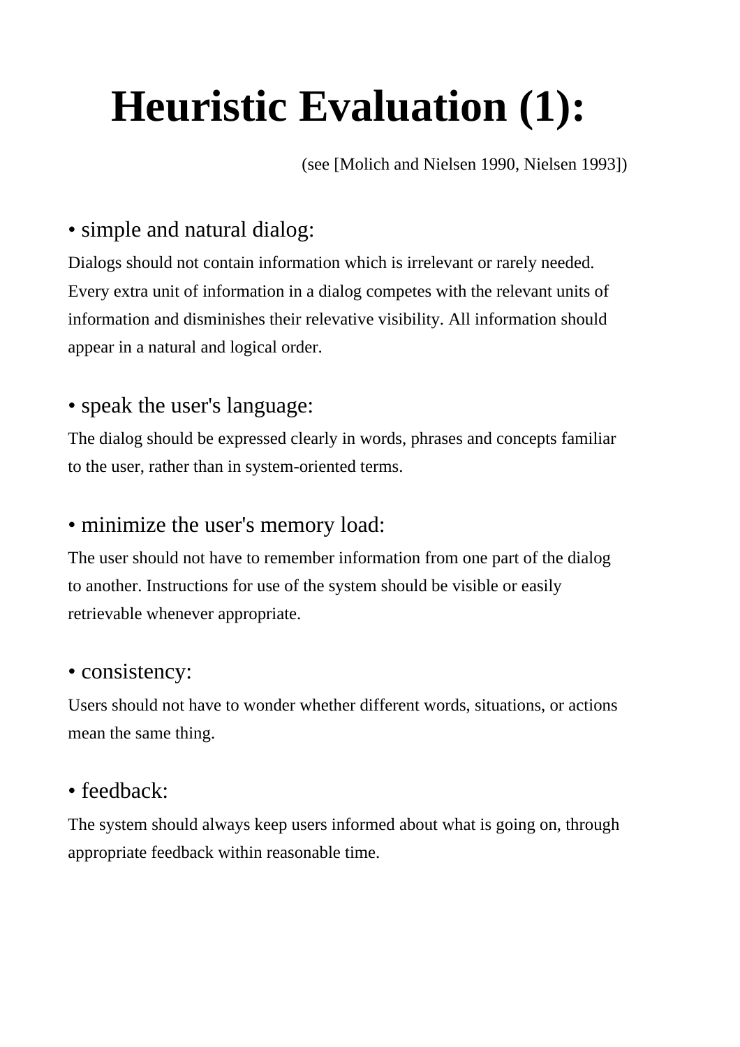# Heuristic Evaluation (1):

(see [Molich and Nielsen 1990, Nielsen 1993])

- simple and natural dialog:

Dialogs should not contain information which is irrelevant or rarely needed. Every extra unit of information in a dialog competes with the relevant units of information and disminishes their relevative visibility. All information should appear in a natural and logical order.

- speak the user's language:

The dialog should be expressed clearly in words, phrases and concepts familiar to the user, rather than in system-oriented terms.

- minimize the user's memory load:

The user should not have to remember information from one part of the dialog to another. Instructions for use of the system should be visible or easily retrievable whenever appropriate.

- consistency:

Users should not have to wonder whether different words, situations, or actions mean the same thing.

- feedback:

The system should always keep users informed about what is going on, through appropriate feedback within reasonable time.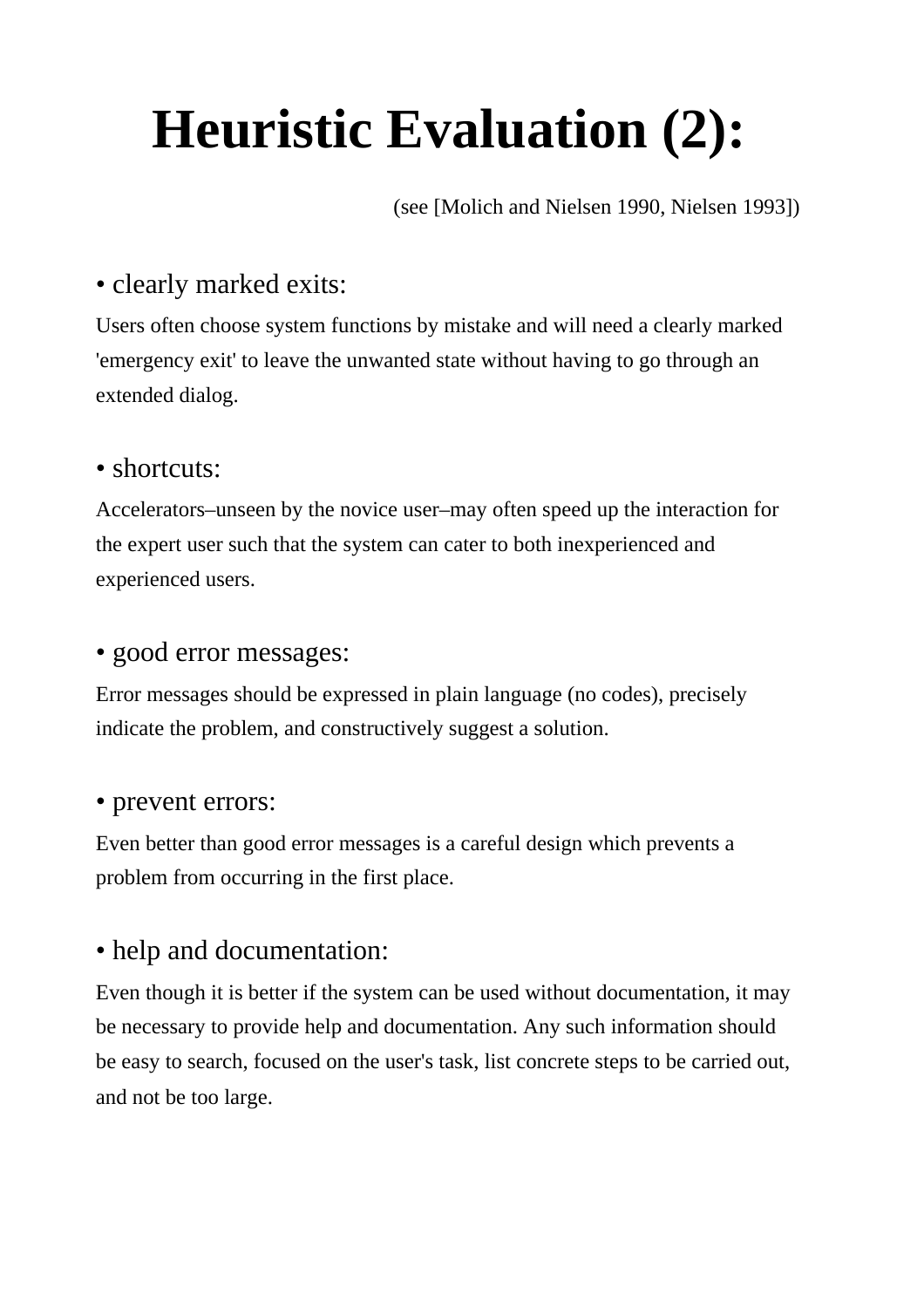# Heuristic Evaluation (2):

(see [Molich and Nielsen 1990, Nielsen 1993])

• clearly marked exits:

Users often choose system functions by mistake and will need a clearly marked 'emergency exit' to leave the unwanted state without having to go through an extended dialog.

• shortcuts:

Accelerators–unseen by the novice user–may often speed up the interaction for the expert user such that the system can cater to both inexperienced and experienced users.

• good error messages:

Error messages should be expressed in plain language (no codes), precisely indicate the problem, and constructively suggest a solution.

• prevent errors:

Even better than good error messages is a careful design which prevents a problem from occurring in the first place.

• help and documentation:

Even though it is better if the system can be used without documentation, it may be necessary to provide help and documentation. Any such information should be easy to search, focused on the user's task, list concrete steps to be carried out, and not be too large.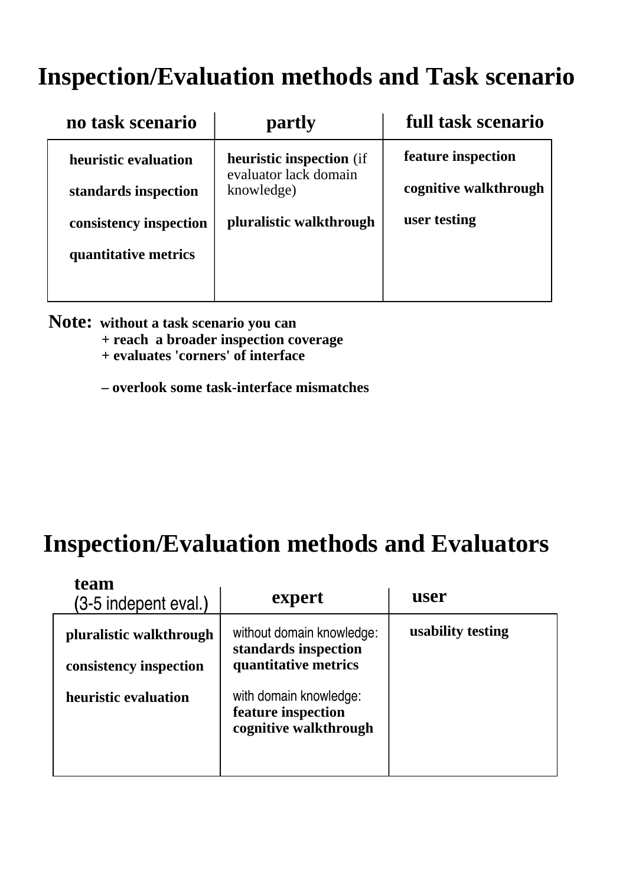# Inspection/Evaluation methods and Task scenario

| no task scenario | partly | full task scenario |
|---|---|---|
| **heuristic evaluation**<br><br>**standards inspection**<br><br>**consistency inspection**<br><br>**quantitative metrics** | **heuristic inspection** (if evaluator lack domain knowledge)<br><br>**pluralistic walkthrough** | **feature inspection**<br><br>**cognitive walkthrough**<br><br>**user testing** |

**Note: without a task scenario you can**
**+ reach a broader inspection coverage**
**+ evaluates 'corners' of interface**

**– overlook some task-interface mismatches**

# Inspection/Evaluation methods and Evaluators

| **team** (3-5 indepent eval.) | expert | user |
|---|---|---|
| **pluralistic walkthrough**<br><br>**consistency inspection**<br><br>**heuristic evaluation** | without domain knowledge:<br>**standards inspection**<br>**quantitative metrics**<br><br>with domain knowledge:<br>**feature inspection**<br>**cognitive walkthrough** | **usability testing** |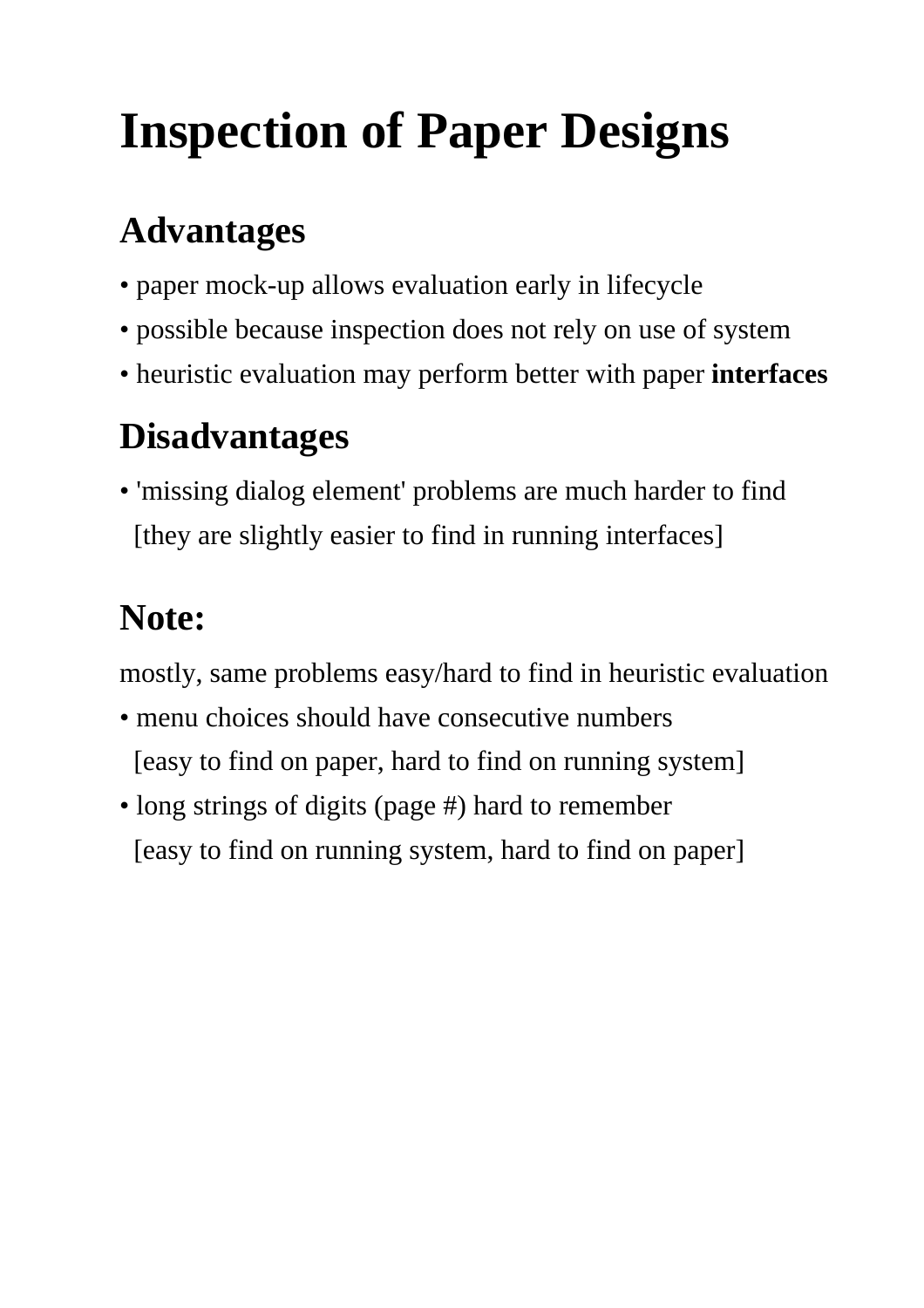# Inspection of Paper Designs

## Advantages

- paper mock-up allows evaluation early in lifecycle
- possible because inspection does not rely on use of system
- heuristic evaluation may perform better with paper **interfaces**

## Disadvantages

- 'missing dialog element' problems are much harder to find
  [they are slightly easier to find in running interfaces]

## Note:

mostly, same problems easy/hard to find in heuristic evaluation

- menu choices should have consecutive numbers
  [easy to find on paper, hard to find on running system]
- long strings of digits (page #) hard to remember
  [easy to find on running system, hard to find on paper]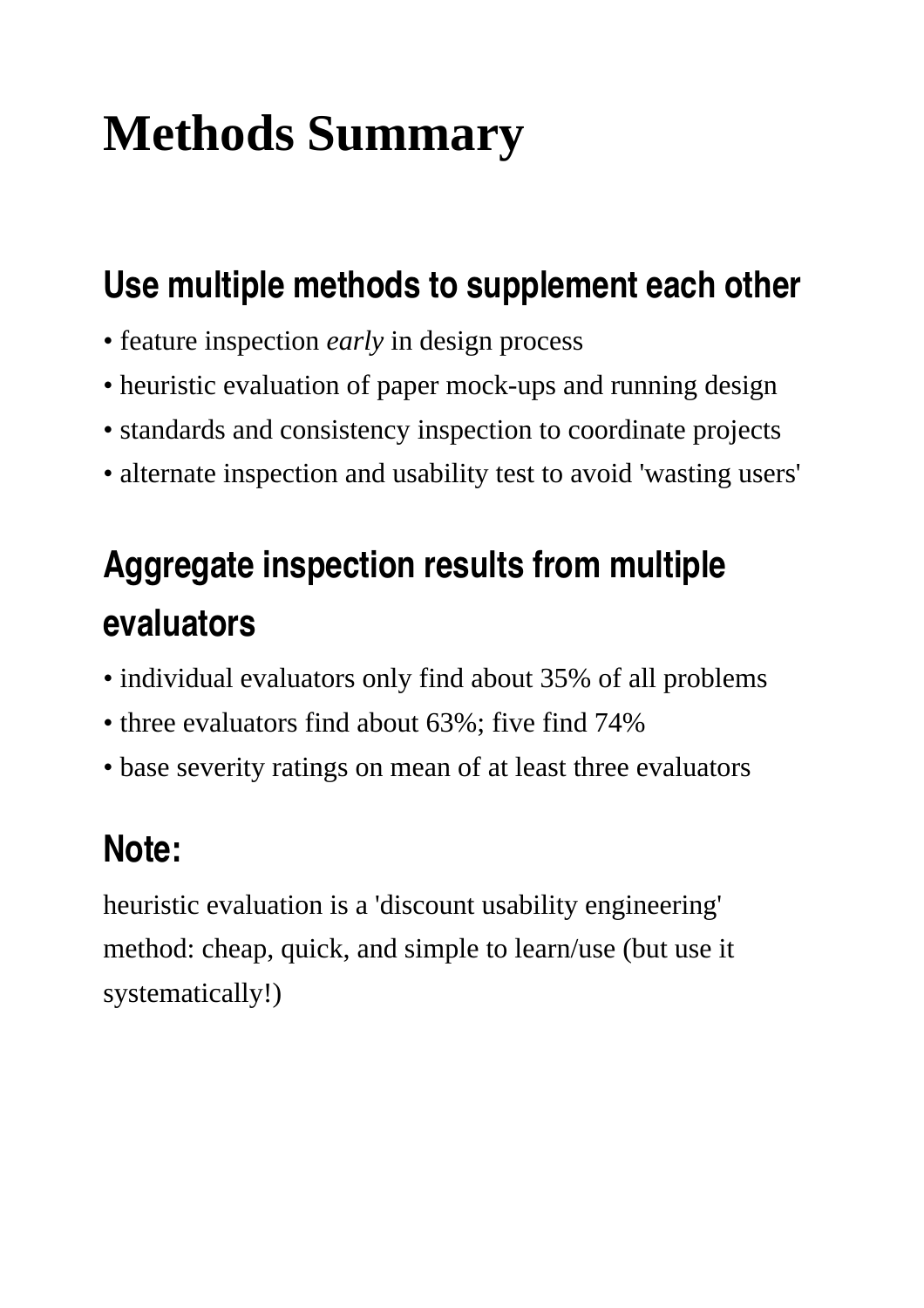# Methods Summary

## Use multiple methods to supplement each other

- feature inspection *early* in design process
- heuristic evaluation of paper mock-ups and running design
- standards and consistency inspection to coordinate projects
- alternate inspection and usability test to avoid 'wasting users'

## Aggregate inspection results from multiple evaluators

- individual evaluators only find about 35% of all problems
- three evaluators find about 63%; five find 74%
- base severity ratings on mean of at least three evaluators

## Note:

heuristic evaluation is a 'discount usability engineering' method: cheap, quick, and simple to learn/use (but use it systematically!)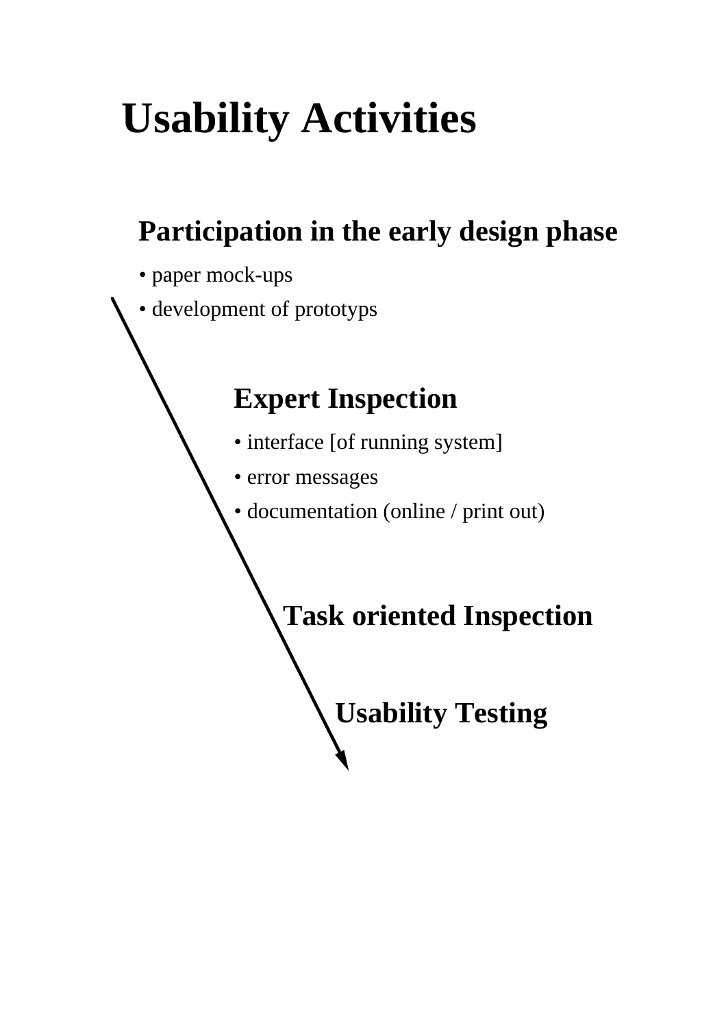# Usability Activities

## Participation in the early design phase

- paper mock-ups
- development of prototyps

## Expert Inspection

- interface [of running system]
- error messages
- documentation (online / print out)

## Task oriented Inspection

## Usability Testing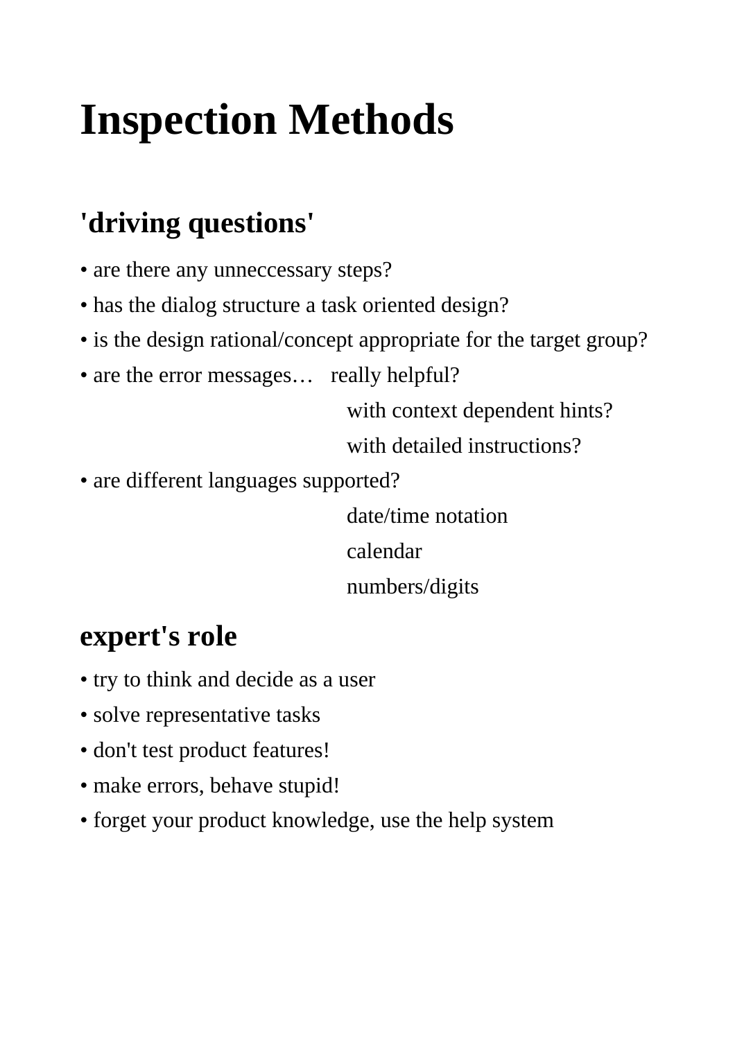# Inspection Methods

## 'driving questions'

- are there any unneccessary steps?
- has the dialog structure a task oriented design?
- is the design rational/concept appropriate for the target group?
- are the error messages… really helpful?
  - with context dependent hints?
  - with detailed instructions?
- are different languages supported?
  - date/time notation
  - calendar
  - numbers/digits

## expert's role

- try to think and decide as a user
- solve representative tasks
- don't test product features!
- make errors, behave stupid!
- forget your product knowledge, use the help system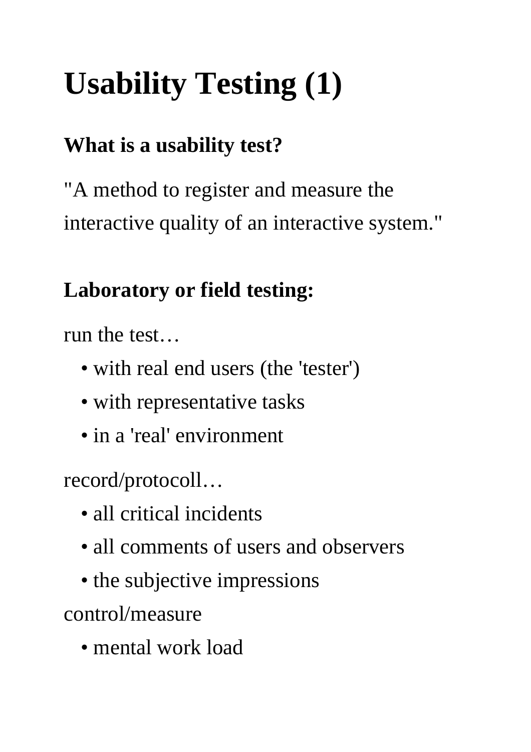# Usability Testing (1)

## What is a usability test?

"A method to register and measure the interactive quality of an interactive system."

## Laboratory or field testing:

run the test…

- with real end users (the 'tester')
- with representative tasks
- in a 'real' environment

record/protocoll…

- all critical incidents
- all comments of users and observers
- the subjective impressions

control/measure

- mental work load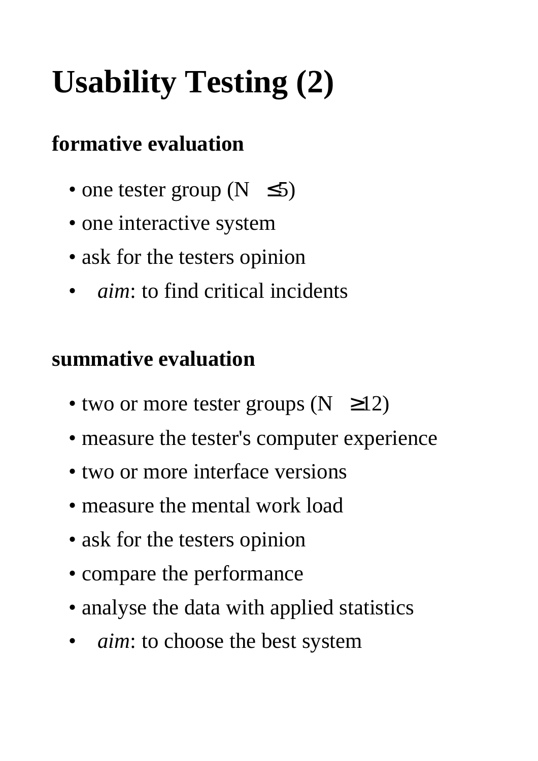# Usability Testing (2)

**formative evaluation**

- one tester group ($N \leq 5$)
- one interactive system
- ask for the testers opinion
- *aim*: to find critical incidents

**summative evaluation**

- two or more tester groups ($N \geq 12$)
- measure the tester's computer experience
- two or more interface versions
- measure the mental work load
- ask for the testers opinion
- compare the performance
- analyse the data with applied statistics
- *aim*: to choose the best system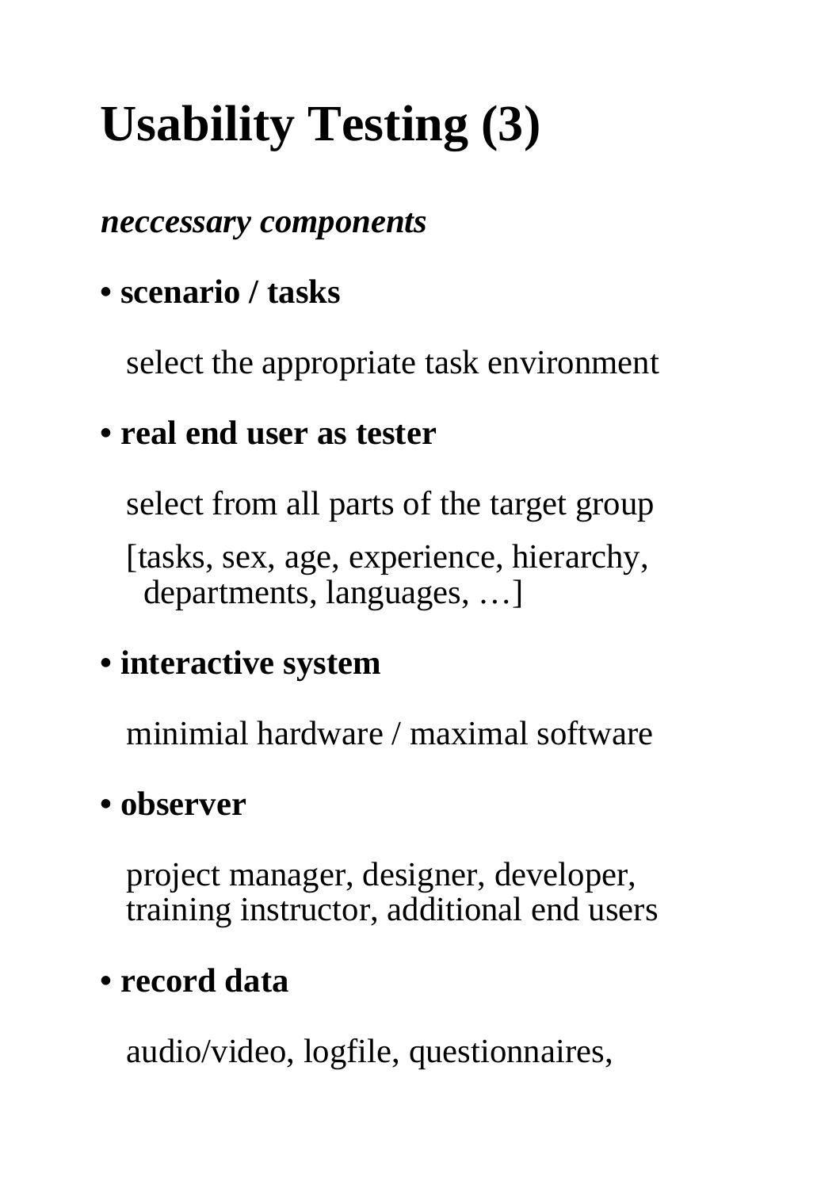# Usability Testing (3)

***neccessary components***

- **scenario / tasks**

  select the appropriate task environment

- **real end user as tester**

  select from all parts of the target group

  [tasks, sex, age, experience, hierarchy, departments, languages, …]

- **interactive system**

  minimial hardware / maximal software

- **observer**

  project manager, designer, developer, training instructor, additional end users

- **record data**

  audio/video, logfile, questionnaires,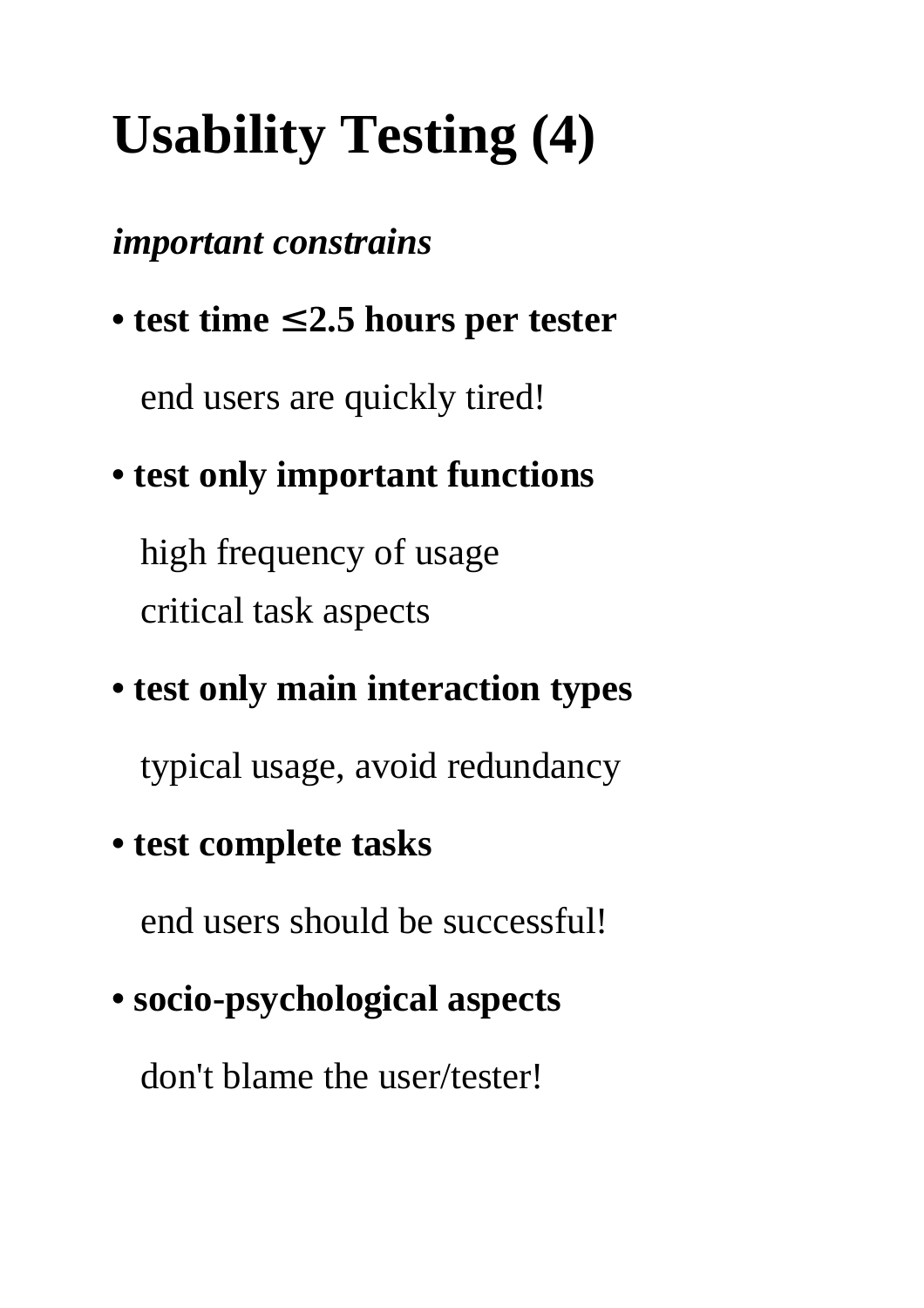# Usability Testing (4)

***important constrains***

- **test time $\leq$2.5 hours per tester**

  end users are quickly tired!

- **test only important functions**

  high frequency of usage
  critical task aspects

- **test only main interaction types**

  typical usage, avoid redundancy

- **test complete tasks**

  end users should be successful!

- **socio-psychological aspects**

  don't blame the user/tester!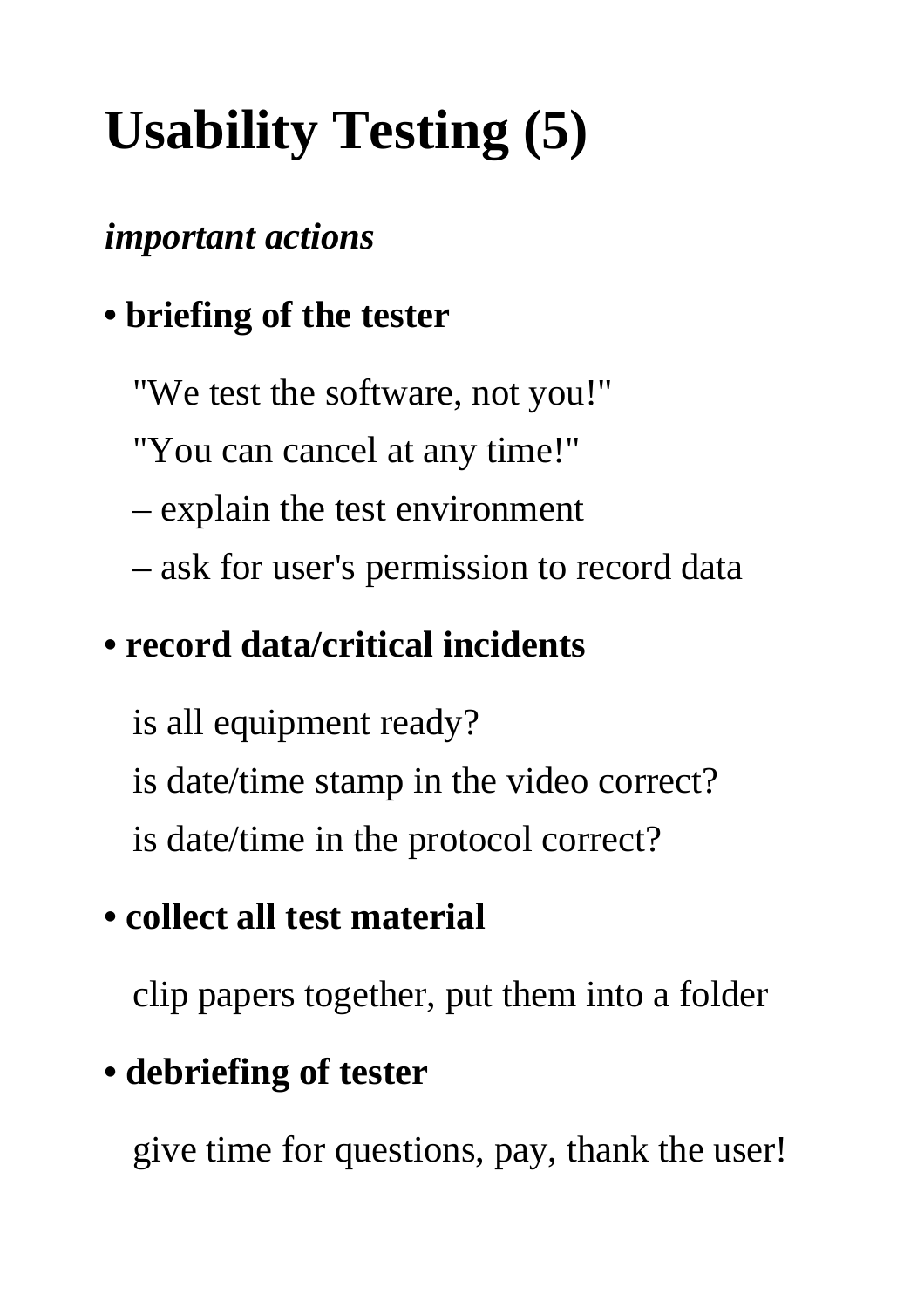# Usability Testing (5)

***important actions***

- **briefing of the tester**

  "We test the software, not you!"

  "You can cancel at any time!"

  – explain the test environment

  – ask for user's permission to record data

- **record data/critical incidents**

  is all equipment ready?

  is date/time stamp in the video correct?

  is date/time in the protocol correct?

- **collect all test material**

  clip papers together, put them into a folder

- **debriefing of tester**

  give time for questions, pay, thank the user!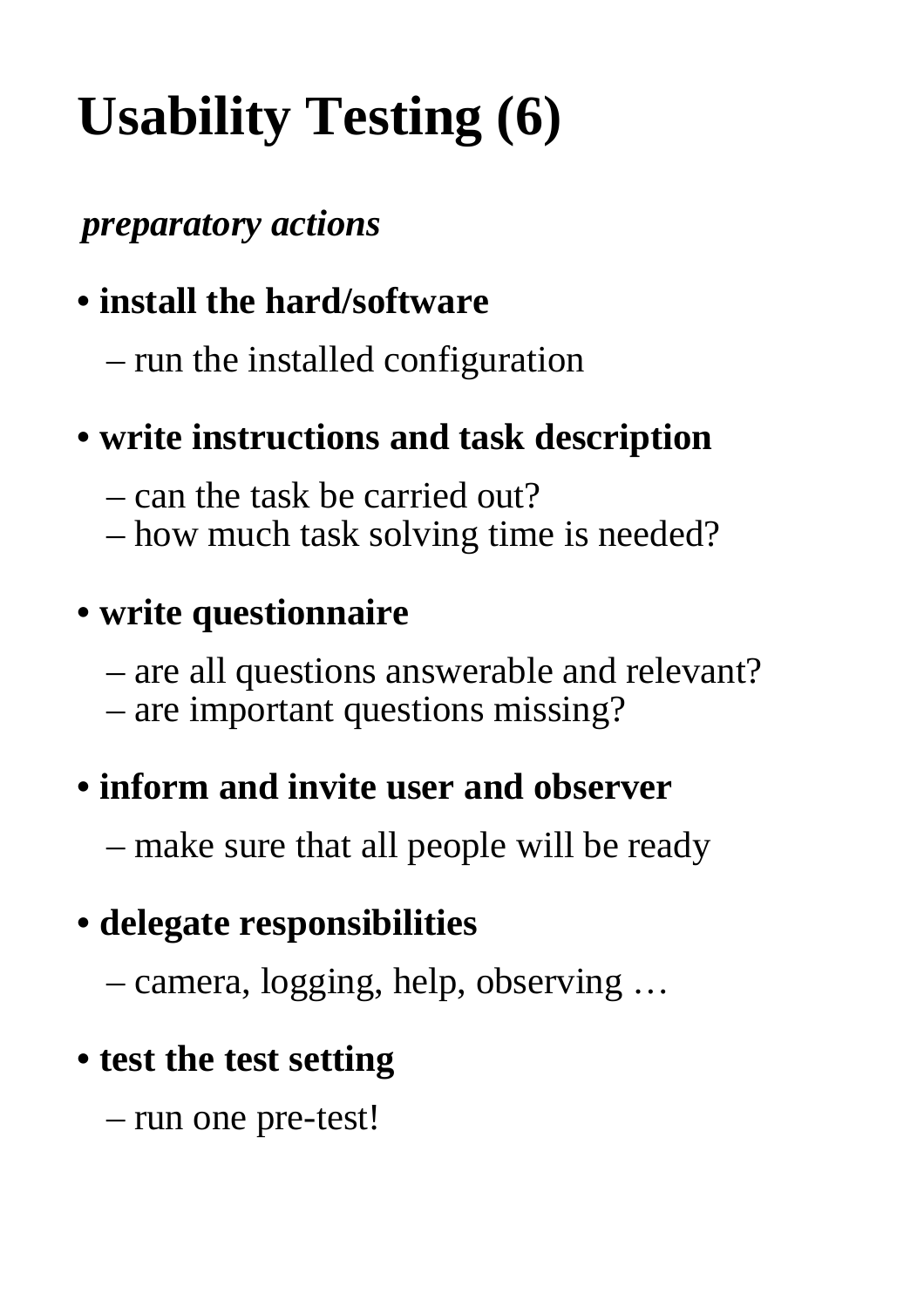# Usability Testing (6)

***preparatory actions***

- **install the hard/software**
  - run the installed configuration
- **write instructions and task description**
  - can the task be carried out?
  - how much task solving time is needed?
- **write questionnaire**
  - are all questions answerable and relevant?
  - are important questions missing?
- **inform and invite user and observer**
  - make sure that all people will be ready
- **delegate responsibilities**
  - camera, logging, help, observing …
- **test the test setting**
  - run one pre-test!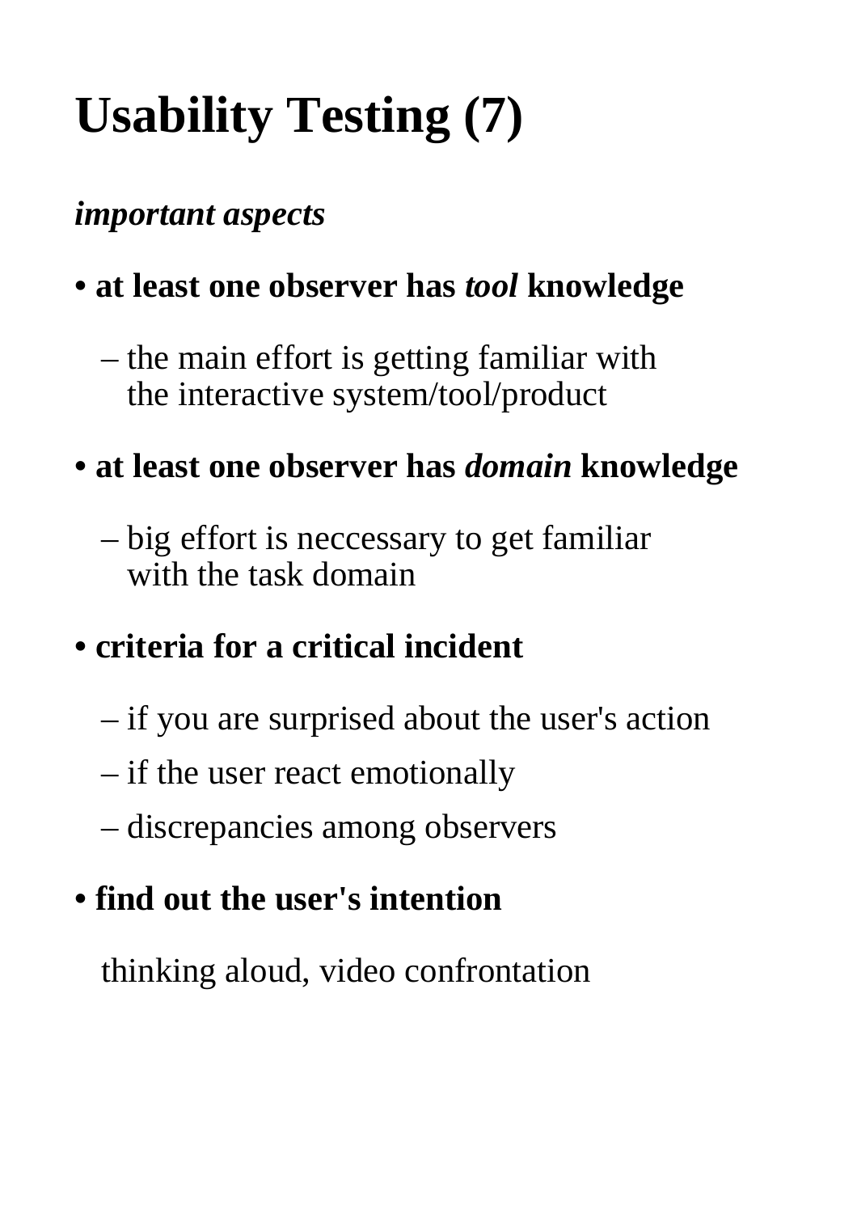# Usability Testing (7)

***important aspects***

- **at least one observer has *tool* knowledge**
  - the main effort is getting familiar with the interactive system/tool/product
- **at least one observer has *domain* knowledge**
  - big effort is neccessary to get familiar with the task domain
- **criteria for a critical incident**
  - if you are surprised about the user's action
  - if the user react emotionally
  - discrepancies among observers
- **find out the user's intention**

  thinking aloud, video confrontation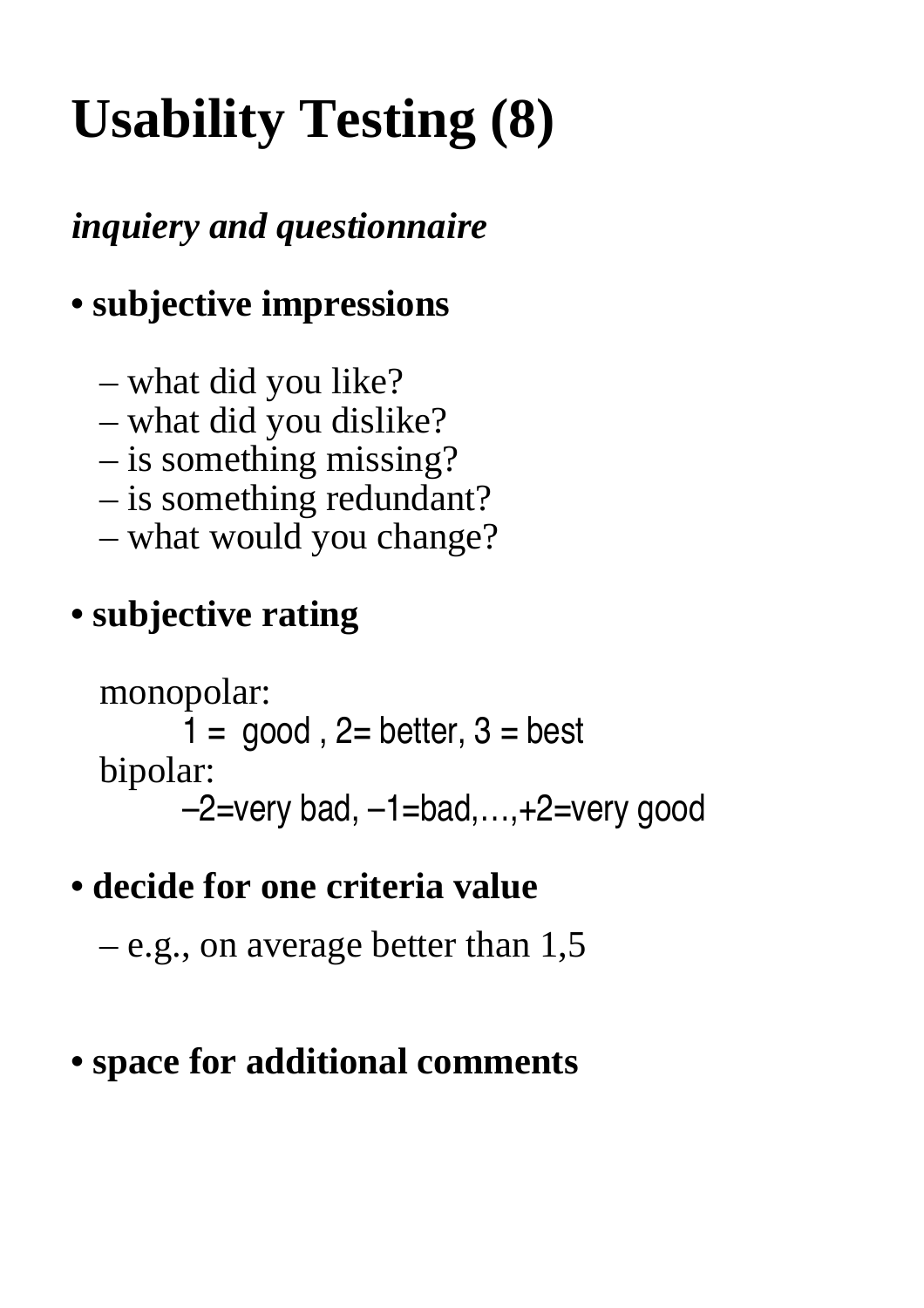# Usability Testing (8)

***inquiery and questionnaire***

- **subjective impressions**
  - what did you like?
  - what did you dislike?
  - is something missing?
  - is something redundant?
  - what would you change?

- **subjective rating**

  monopolar:

  1 = good , 2= better, 3 = best

  bipolar:

  –2=very bad, –1=bad,…,+2=very good

- **decide for one criteria value**
  - e.g., on average better than 1,5

- **space for additional comments**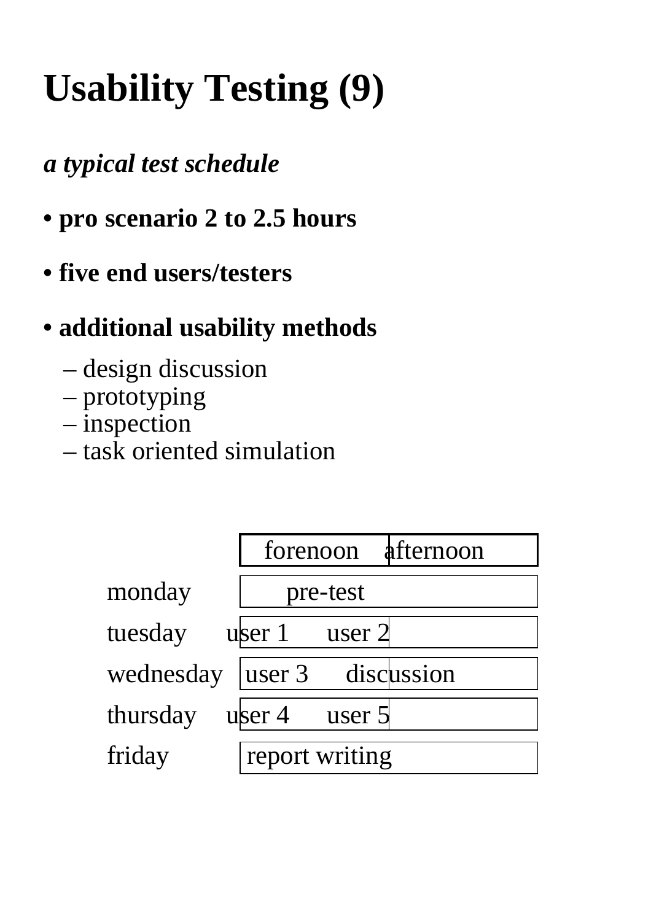# Usability Testing (9)

***a typical test schedule***

- **pro scenario 2 to 2.5 hours**
- **five end users/testers**
- **additional usability methods**
  - design discussion
  - prototyping
  - inspection
  - task oriented simulation

| | forenoon | afternoon |
|---|---|---|
| monday | pre-test | |
| tuesday | user 1 user 2 | |
| wednesday | user 3 discussion | |
| thursday | user 4 user 5 | |
| friday | report writing | |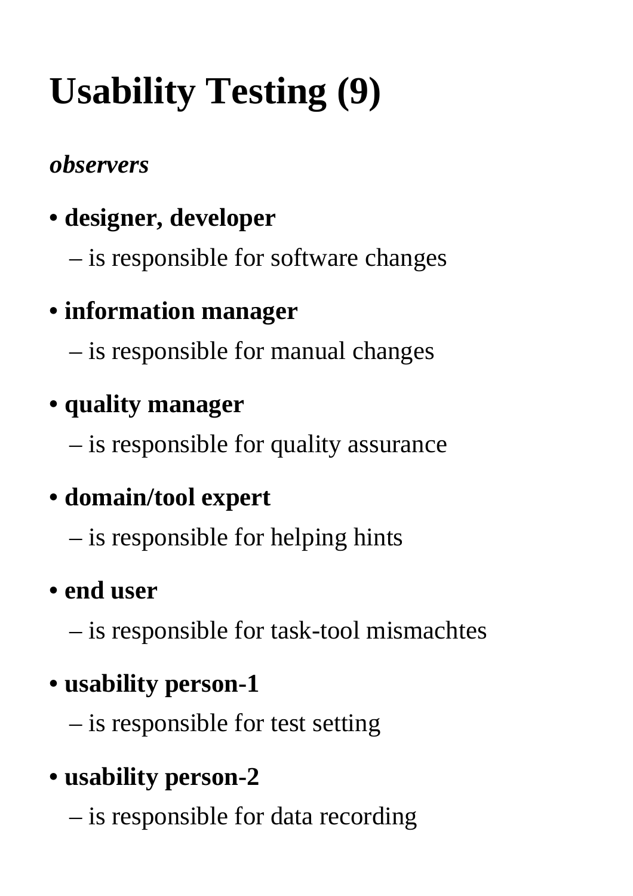# Usability Testing (9)

***observers***

- **designer, developer**
  – is responsible for software changes
- **information manager**
  – is responsible for manual changes
- **quality manager**
  – is responsible for quality assurance
- **domain/tool expert**
  – is responsible for helping hints
- **end user**
  – is responsible for task-tool mismachtes
- **usability person-1**
  – is responsible for test setting
- **usability person-2**
  – is responsible for data recording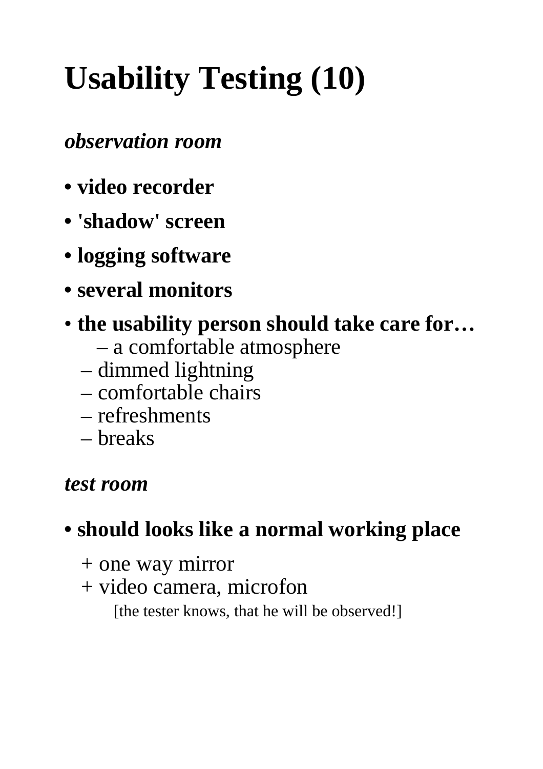# Usability Testing (10)

***observation room***

- **video recorder**
- **'shadow' screen**
- **logging software**
- **several monitors**
- **the usability person should take care for…**
  - a comfortable atmosphere
  - dimmed lightning
  - comfortable chairs
  - refreshments
  - breaks

***test room***

- **should looks like a normal working place**

  + one way mirror
  + video camera, microfon

  [the tester knows, that he will be observed!]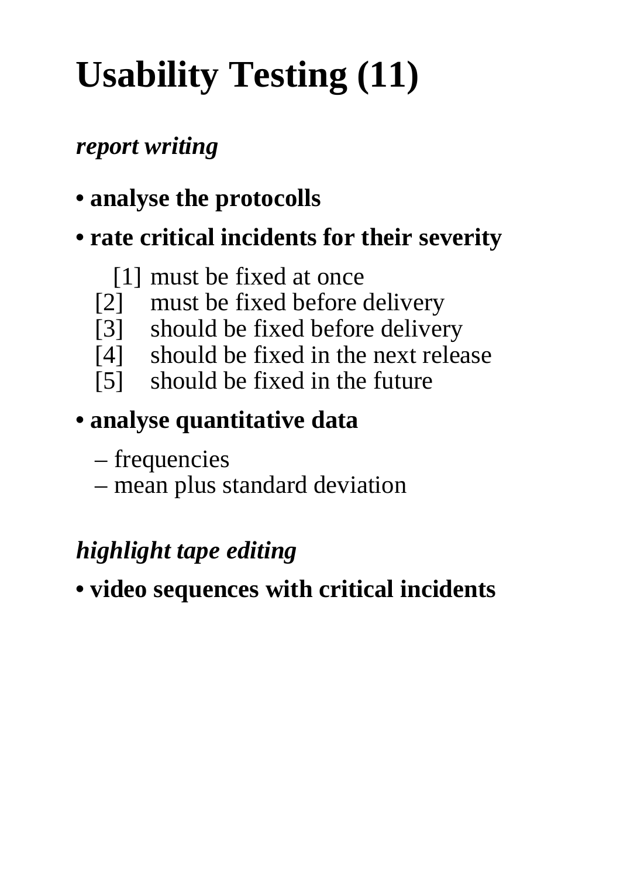# Usability Testing (11)

***report writing***

- **analyse the protocolls**
- **rate critical incidents for their severity**

  [1] must be fixed at once
  [2] must be fixed before delivery
  [3] should be fixed before delivery
  [4] should be fixed in the next release
  [5] should be fixed in the future

- **analyse quantitative data**

  – frequencies
  – mean plus standard deviation

***highlight tape editing***

- **video sequences with critical incidents**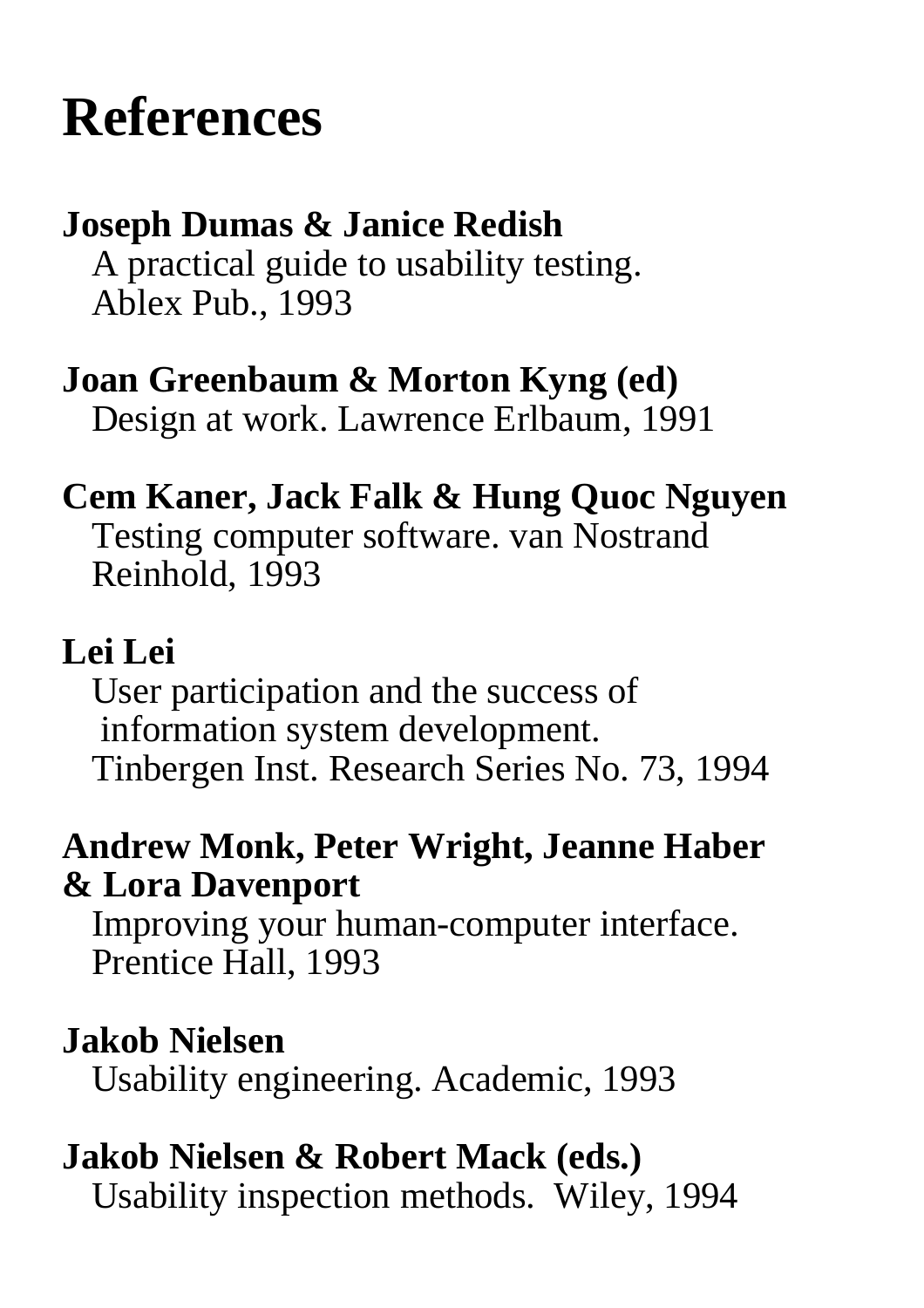# References

**Joseph Dumas & Janice Redish**
A practical guide to usability testing.
Ablex Pub., 1993

**Joan Greenbaum & Morton Kyng (ed)**
Design at work. Lawrence Erlbaum, 1991

**Cem Kaner, Jack Falk & Hung Quoc Nguyen**
Testing computer software. van Nostrand Reinhold, 1993

**Lei Lei**
User participation and the success of information system development.
Tinbergen Inst. Research Series No. 73, 1994

**Andrew Monk, Peter Wright, Jeanne Haber & Lora Davenport**
Improving your human-computer interface.
Prentice Hall, 1993

**Jakob Nielsen**
Usability engineering. Academic, 1993

**Jakob Nielsen & Robert Mack (eds.)**
Usability inspection methods. Wiley, 1994